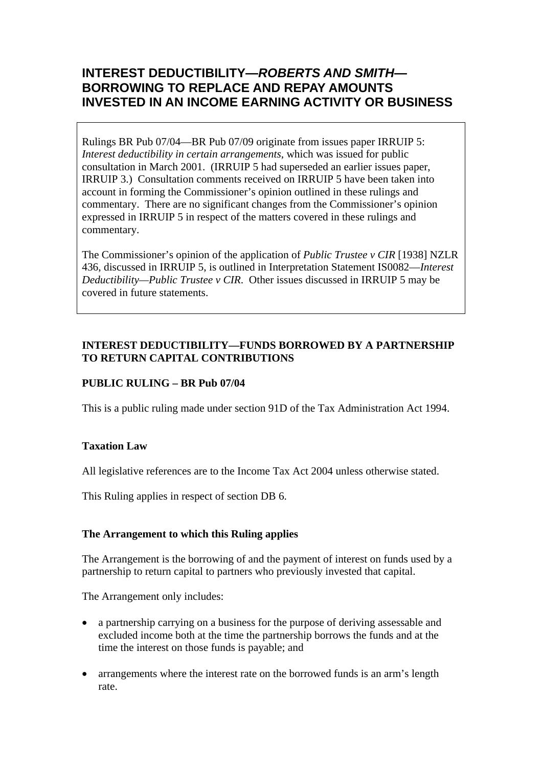# INTEREST DEDUCTIBILITY—*ROBERTS AND SMITH*—BORROWING TO REPLACE AND REPAY AMOUNTS INVESTED IN AN INCOME EARNING ACTIVITY OR BUSINESS

> Rulings BR Pub 07/04—BR Pub 07/09 originate from issues paper IRRUIP 5: *Interest deductibility in certain arrangements*, which was issued for public consultation in March 2001. (IRRUIP 5 had superseded an earlier issues paper, IRRUIP 3.) Consultation comments received on IRRUIP 5 have been taken into account in forming the Commissioner's opinion outlined in these rulings and commentary. There are no significant changes from the Commissioner's opinion expressed in IRRUIP 5 in respect of the matters covered in these rulings and commentary.
>
> The Commissioner's opinion of the application of *Public Trustee v CIR* [1938] NZLR 436, discussed in IRRUIP 5, is outlined in Interpretation Statement IS0082—*Interest Deductibility—Public Trustee v CIR*. Other issues discussed in IRRUIP 5 may be covered in future statements.

## INTEREST DEDUCTIBILITY—FUNDS BORROWED BY A PARTNERSHIP TO RETURN CAPITAL CONTRIBUTIONS

### PUBLIC RULING – BR Pub 07/04

This is a public ruling made under section 91D of the Tax Administration Act 1994.

### Taxation Law

All legislative references are to the Income Tax Act 2004 unless otherwise stated.

This Ruling applies in respect of section DB 6.

### The Arrangement to which this Ruling applies

The Arrangement is the borrowing of and the payment of interest on funds used by a partnership to return capital to partners who previously invested that capital.

The Arrangement only includes:

- a partnership carrying on a business for the purpose of deriving assessable and excluded income both at the time the partnership borrows the funds and at the time the interest on those funds is payable; and
- arrangements where the interest rate on the borrowed funds is an arm's length rate.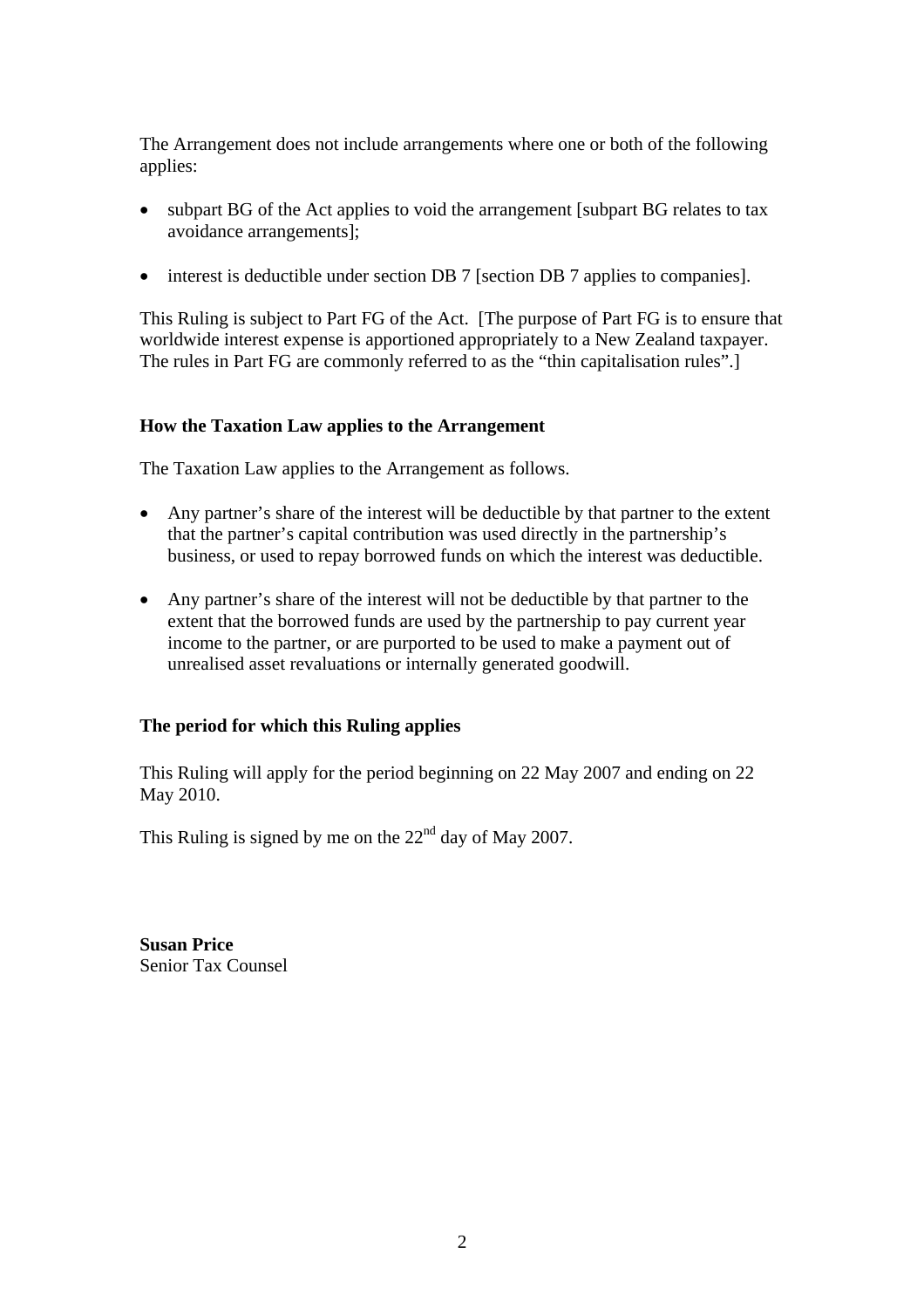The Arrangement does not include arrangements where one or both of the following applies:

- subpart BG of the Act applies to void the arrangement [subpart BG relates to tax avoidance arrangements];
- interest is deductible under section DB 7 [section DB 7 applies to companies].

This Ruling is subject to Part FG of the Act. [The purpose of Part FG is to ensure that worldwide interest expense is apportioned appropriately to a New Zealand taxpayer. The rules in Part FG are commonly referred to as the "thin capitalisation rules".]

**How the Taxation Law applies to the Arrangement**

The Taxation Law applies to the Arrangement as follows.

- Any partner's share of the interest will be deductible by that partner to the extent that the partner's capital contribution was used directly in the partnership's business, or used to repay borrowed funds on which the interest was deductible.
- Any partner's share of the interest will not be deductible by that partner to the extent that the borrowed funds are used by the partnership to pay current year income to the partner, or are purported to be used to make a payment out of unrealised asset revaluations or internally generated goodwill.

**The period for which this Ruling applies**

This Ruling will apply for the period beginning on 22 May 2007 and ending on 22 May 2010.

This Ruling is signed by me on the 22nd day of May 2007.

**Susan Price**
Senior Tax Counsel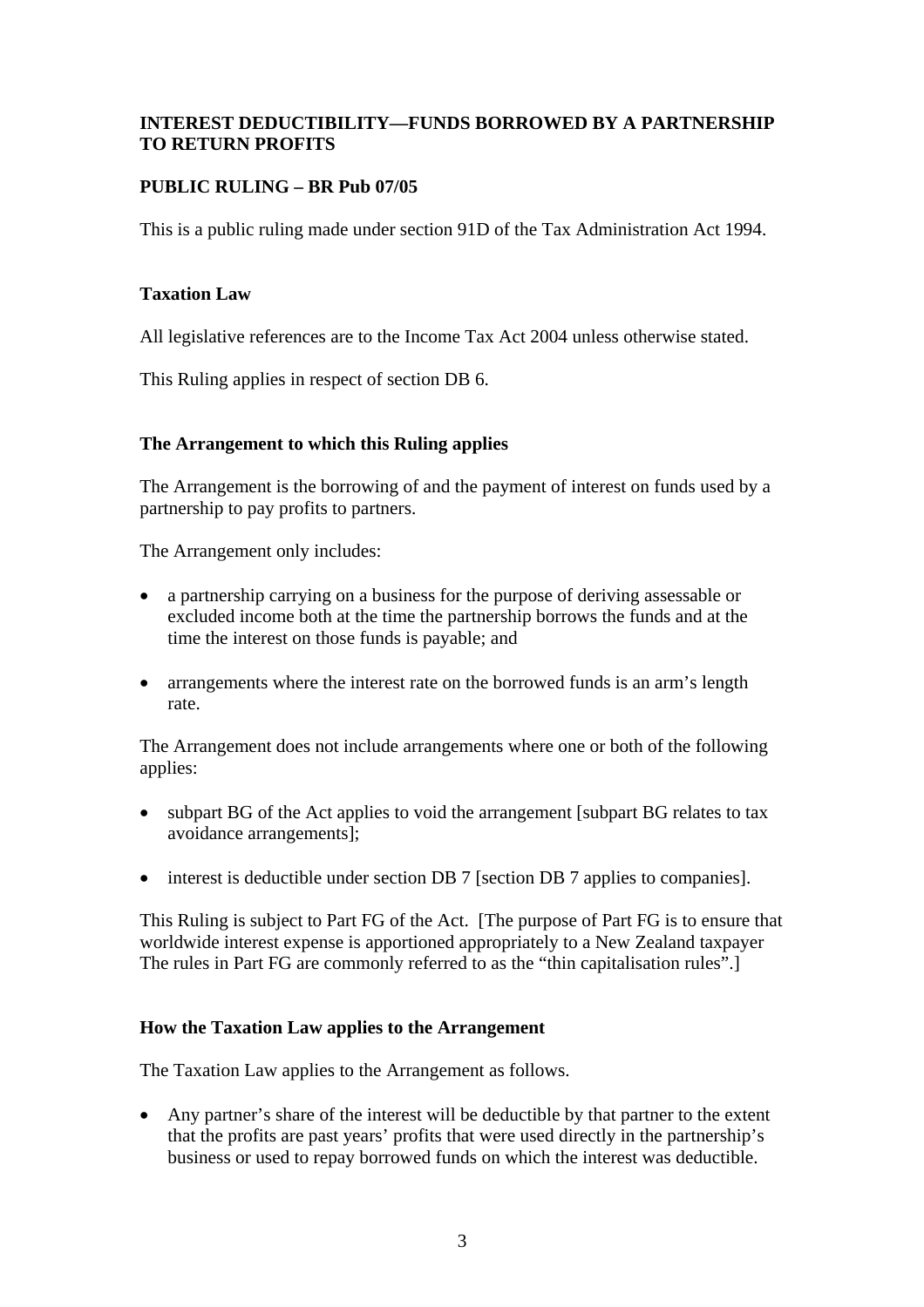**INTEREST DEDUCTIBILITY—FUNDS BORROWED BY A PARTNERSHIP TO RETURN PROFITS**

**PUBLIC RULING – BR Pub 07/05**

This is a public ruling made under section 91D of the Tax Administration Act 1994.

**Taxation Law**

All legislative references are to the Income Tax Act 2004 unless otherwise stated.

This Ruling applies in respect of section DB 6.

**The Arrangement to which this Ruling applies**

The Arrangement is the borrowing of and the payment of interest on funds used by a partnership to pay profits to partners.

The Arrangement only includes:

- a partnership carrying on a business for the purpose of deriving assessable or excluded income both at the time the partnership borrows the funds and at the time the interest on those funds is payable; and
- arrangements where the interest rate on the borrowed funds is an arm's length rate.

The Arrangement does not include arrangements where one or both of the following applies:

- subpart BG of the Act applies to void the arrangement [subpart BG relates to tax avoidance arrangements];
- interest is deductible under section DB 7 [section DB 7 applies to companies].

This Ruling is subject to Part FG of the Act. [The purpose of Part FG is to ensure that worldwide interest expense is apportioned appropriately to a New Zealand taxpayer The rules in Part FG are commonly referred to as the "thin capitalisation rules".]

**How the Taxation Law applies to the Arrangement**

The Taxation Law applies to the Arrangement as follows.

- Any partner's share of the interest will be deductible by that partner to the extent that the profits are past years' profits that were used directly in the partnership's business or used to repay borrowed funds on which the interest was deductible.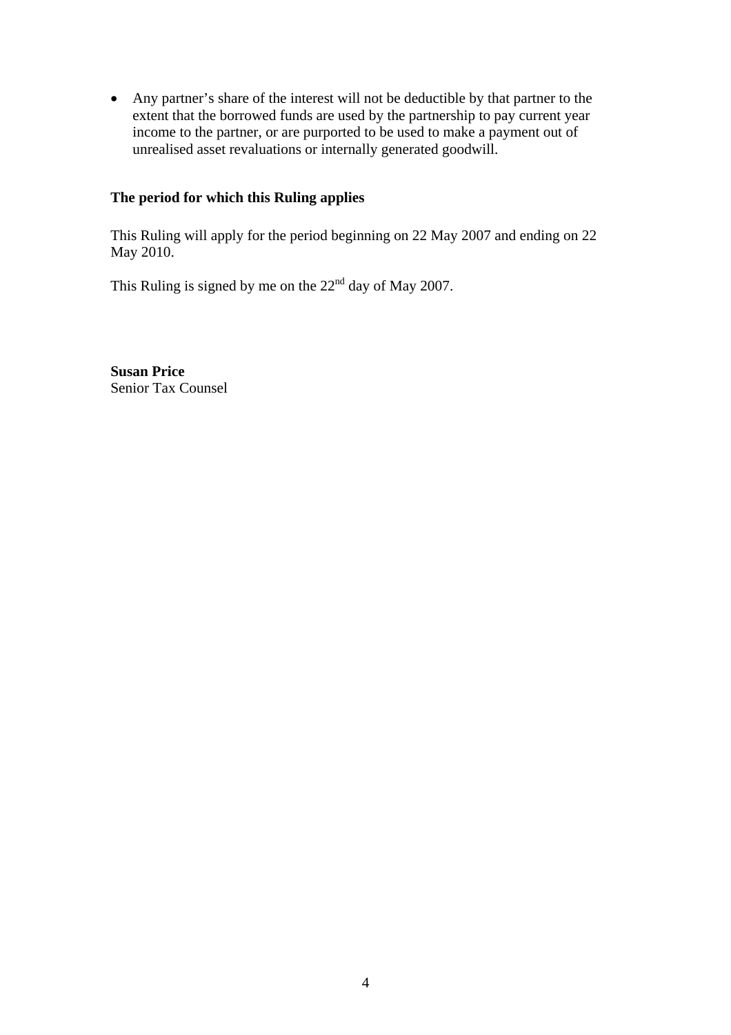- Any partner's share of the interest will not be deductible by that partner to the extent that the borrowed funds are used by the partnership to pay current year income to the partner, or are purported to be used to make a payment out of unrealised asset revaluations or internally generated goodwill.

## The period for which this Ruling applies

This Ruling will apply for the period beginning on 22 May 2007 and ending on 22 May 2010.

This Ruling is signed by me on the 22nd day of May 2007.

**Susan Price**
Senior Tax Counsel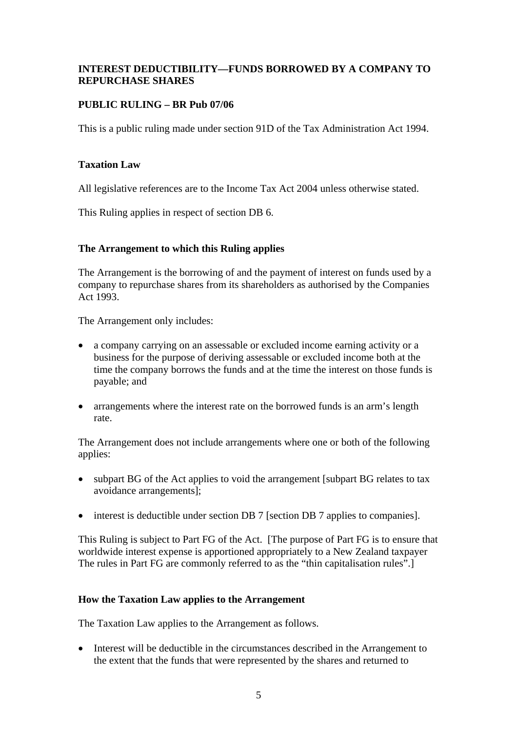**INTEREST DEDUCTIBILITY—FUNDS BORROWED BY A COMPANY TO REPURCHASE SHARES**

**PUBLIC RULING – BR Pub 07/06**

This is a public ruling made under section 91D of the Tax Administration Act 1994.

**Taxation Law**

All legislative references are to the Income Tax Act 2004 unless otherwise stated.

This Ruling applies in respect of section DB 6.

**The Arrangement to which this Ruling applies**

The Arrangement is the borrowing of and the payment of interest on funds used by a company to repurchase shares from its shareholders as authorised by the Companies Act 1993.

The Arrangement only includes:

- a company carrying on an assessable or excluded income earning activity or a business for the purpose of deriving assessable or excluded income both at the time the company borrows the funds and at the time the interest on those funds is payable; and
- arrangements where the interest rate on the borrowed funds is an arm's length rate.

The Arrangement does not include arrangements where one or both of the following applies:

- subpart BG of the Act applies to void the arrangement [subpart BG relates to tax avoidance arrangements];
- interest is deductible under section DB 7 [section DB 7 applies to companies].

This Ruling is subject to Part FG of the Act. [The purpose of Part FG is to ensure that worldwide interest expense is apportioned appropriately to a New Zealand taxpayer The rules in Part FG are commonly referred to as the "thin capitalisation rules".]

**How the Taxation Law applies to the Arrangement**

The Taxation Law applies to the Arrangement as follows.

- Interest will be deductible in the circumstances described in the Arrangement to the extent that the funds that were represented by the shares and returned to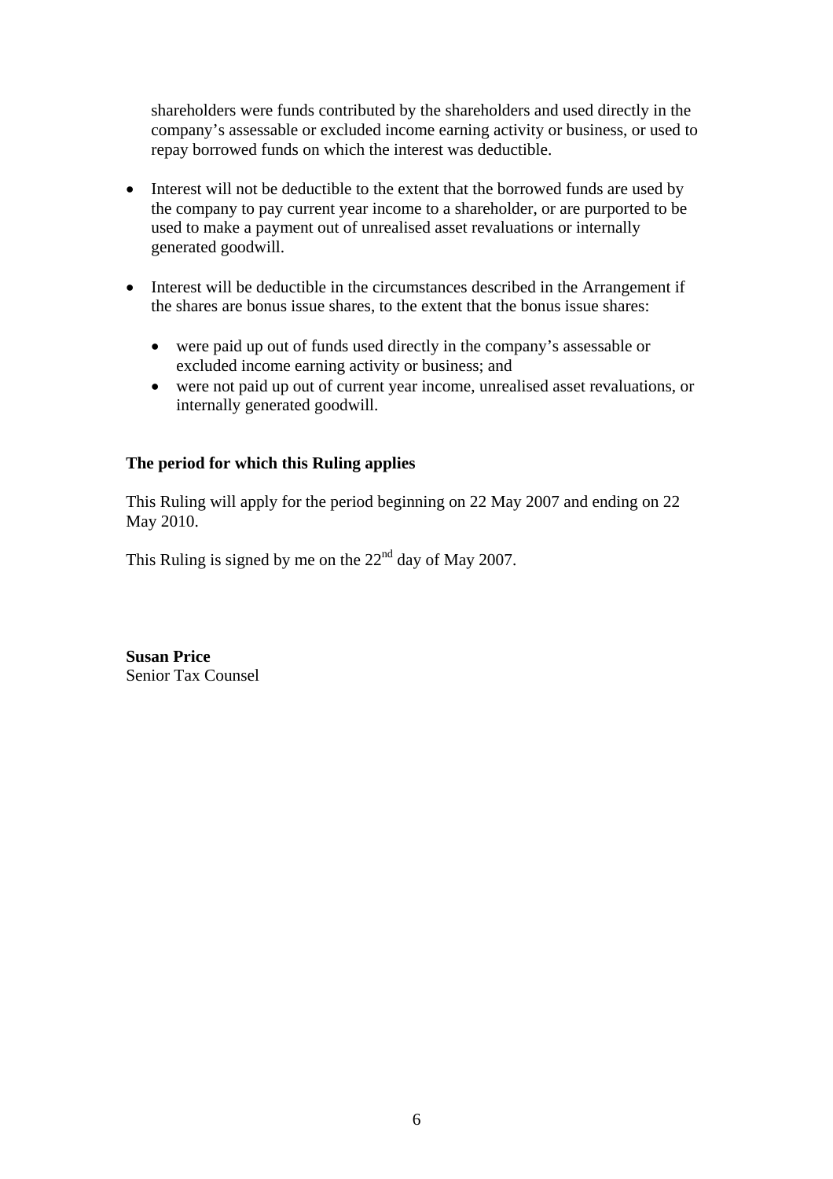shareholders were funds contributed by the shareholders and used directly in the company's assessable or excluded income earning activity or business, or used to repay borrowed funds on which the interest was deductible.

- Interest will not be deductible to the extent that the borrowed funds are used by the company to pay current year income to a shareholder, or are purported to be used to make a payment out of unrealised asset revaluations or internally generated goodwill.

- Interest will be deductible in the circumstances described in the Arrangement if the shares are bonus issue shares, to the extent that the bonus issue shares:

  - were paid up out of funds used directly in the company's assessable or excluded income earning activity or business; and
  - were not paid up out of current year income, unrealised asset revaluations, or internally generated goodwill.

**The period for which this Ruling applies**

This Ruling will apply for the period beginning on 22 May 2007 and ending on 22 May 2010.

This Ruling is signed by me on the 22nd day of May 2007.

**Susan Price**
Senior Tax Counsel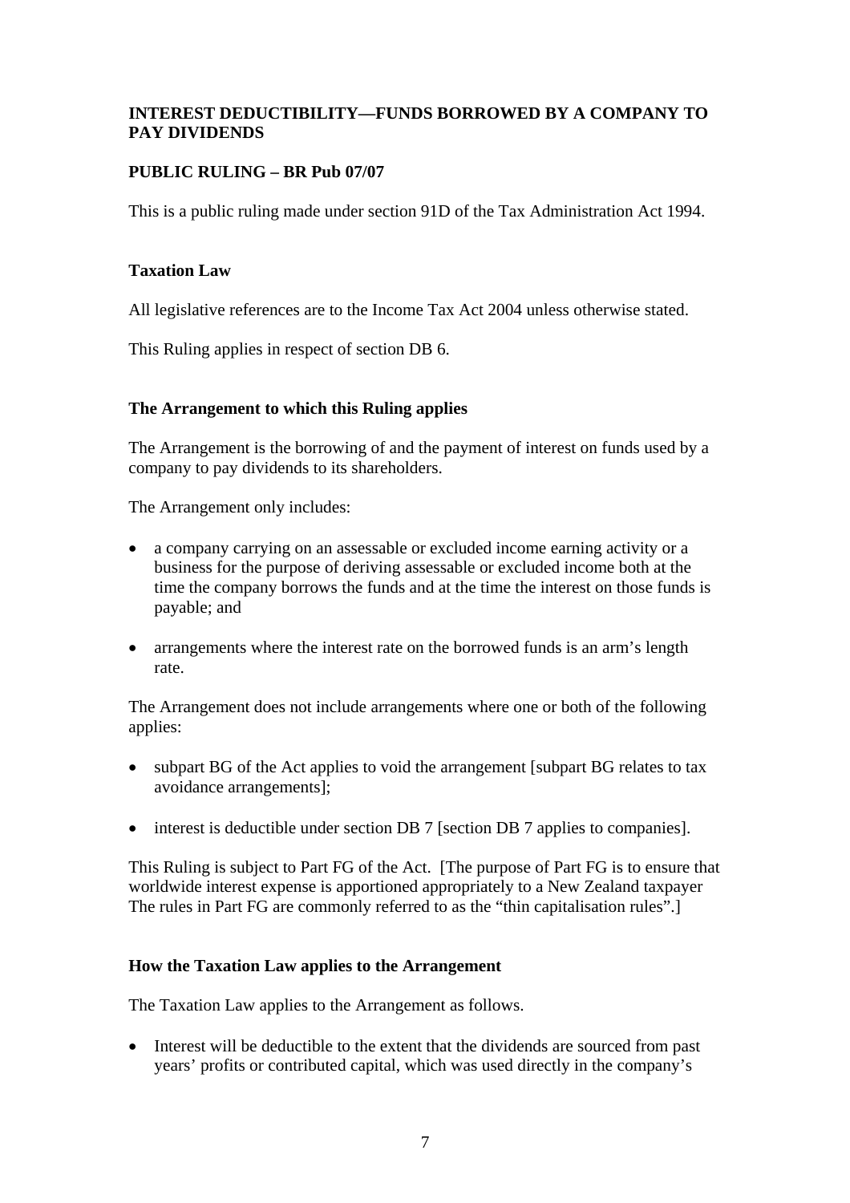**INTEREST DEDUCTIBILITY—FUNDS BORROWED BY A COMPANY TO PAY DIVIDENDS**

**PUBLIC RULING – BR Pub 07/07**

This is a public ruling made under section 91D of the Tax Administration Act 1994.

**Taxation Law**

All legislative references are to the Income Tax Act 2004 unless otherwise stated.

This Ruling applies in respect of section DB 6.

**The Arrangement to which this Ruling applies**

The Arrangement is the borrowing of and the payment of interest on funds used by a company to pay dividends to its shareholders.

The Arrangement only includes:

- a company carrying on an assessable or excluded income earning activity or a business for the purpose of deriving assessable or excluded income both at the time the company borrows the funds and at the time the interest on those funds is payable; and

- arrangements where the interest rate on the borrowed funds is an arm's length rate.

The Arrangement does not include arrangements where one or both of the following applies:

- subpart BG of the Act applies to void the arrangement [subpart BG relates to tax avoidance arrangements];

- interest is deductible under section DB 7 [section DB 7 applies to companies].

This Ruling is subject to Part FG of the Act. [The purpose of Part FG is to ensure that worldwide interest expense is apportioned appropriately to a New Zealand taxpayer The rules in Part FG are commonly referred to as the "thin capitalisation rules".]

**How the Taxation Law applies to the Arrangement**

The Taxation Law applies to the Arrangement as follows.

- Interest will be deductible to the extent that the dividends are sourced from past years' profits or contributed capital, which was used directly in the company's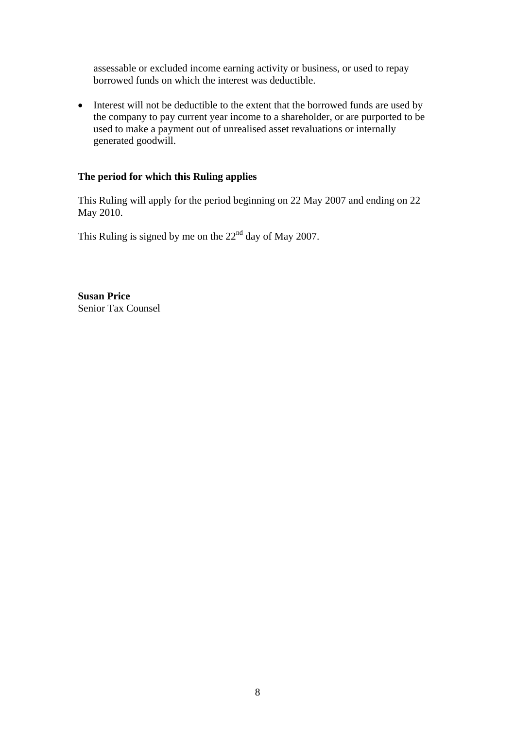assessable or excluded income earning activity or business, or used to repay borrowed funds on which the interest was deductible.

- Interest will not be deductible to the extent that the borrowed funds are used by the company to pay current year income to a shareholder, or are purported to be used to make a payment out of unrealised asset revaluations or internally generated goodwill.

**The period for which this Ruling applies**

This Ruling will apply for the period beginning on 22 May 2007 and ending on 22 May 2010.

This Ruling is signed by me on the 22nd day of May 2007.

**Susan Price**
Senior Tax Counsel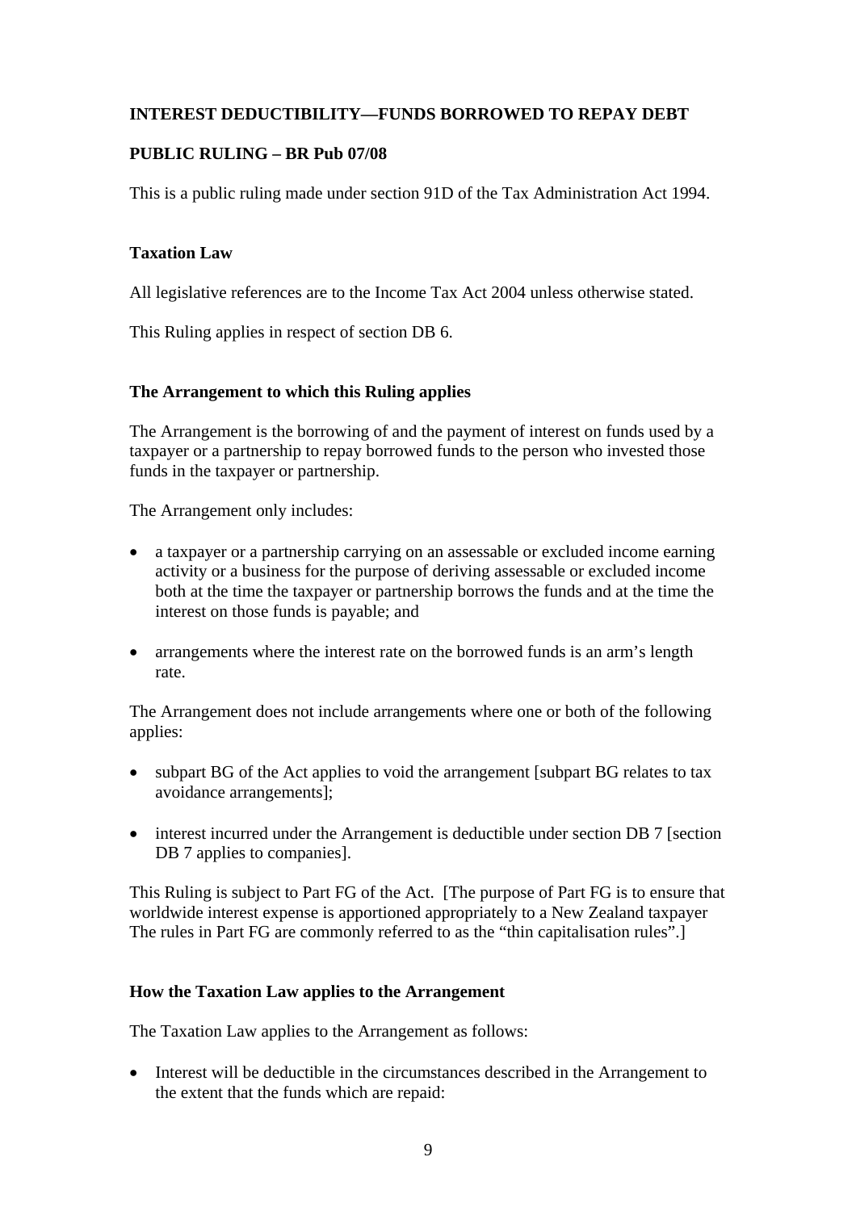**INTEREST DEDUCTIBILITY—FUNDS BORROWED TO REPAY DEBT**

**PUBLIC RULING – BR Pub 07/08**

This is a public ruling made under section 91D of the Tax Administration Act 1994.

**Taxation Law**

All legislative references are to the Income Tax Act 2004 unless otherwise stated.

This Ruling applies in respect of section DB 6.

**The Arrangement to which this Ruling applies**

The Arrangement is the borrowing of and the payment of interest on funds used by a taxpayer or a partnership to repay borrowed funds to the person who invested those funds in the taxpayer or partnership.

The Arrangement only includes:

- a taxpayer or a partnership carrying on an assessable or excluded income earning activity or a business for the purpose of deriving assessable or excluded income both at the time the taxpayer or partnership borrows the funds and at the time the interest on those funds is payable; and
- arrangements where the interest rate on the borrowed funds is an arm's length rate.

The Arrangement does not include arrangements where one or both of the following applies:

- subpart BG of the Act applies to void the arrangement [subpart BG relates to tax avoidance arrangements];
- interest incurred under the Arrangement is deductible under section DB 7 [section DB 7 applies to companies].

This Ruling is subject to Part FG of the Act. [The purpose of Part FG is to ensure that worldwide interest expense is apportioned appropriately to a New Zealand taxpayer The rules in Part FG are commonly referred to as the "thin capitalisation rules".]

**How the Taxation Law applies to the Arrangement**

The Taxation Law applies to the Arrangement as follows:

- Interest will be deductible in the circumstances described in the Arrangement to the extent that the funds which are repaid: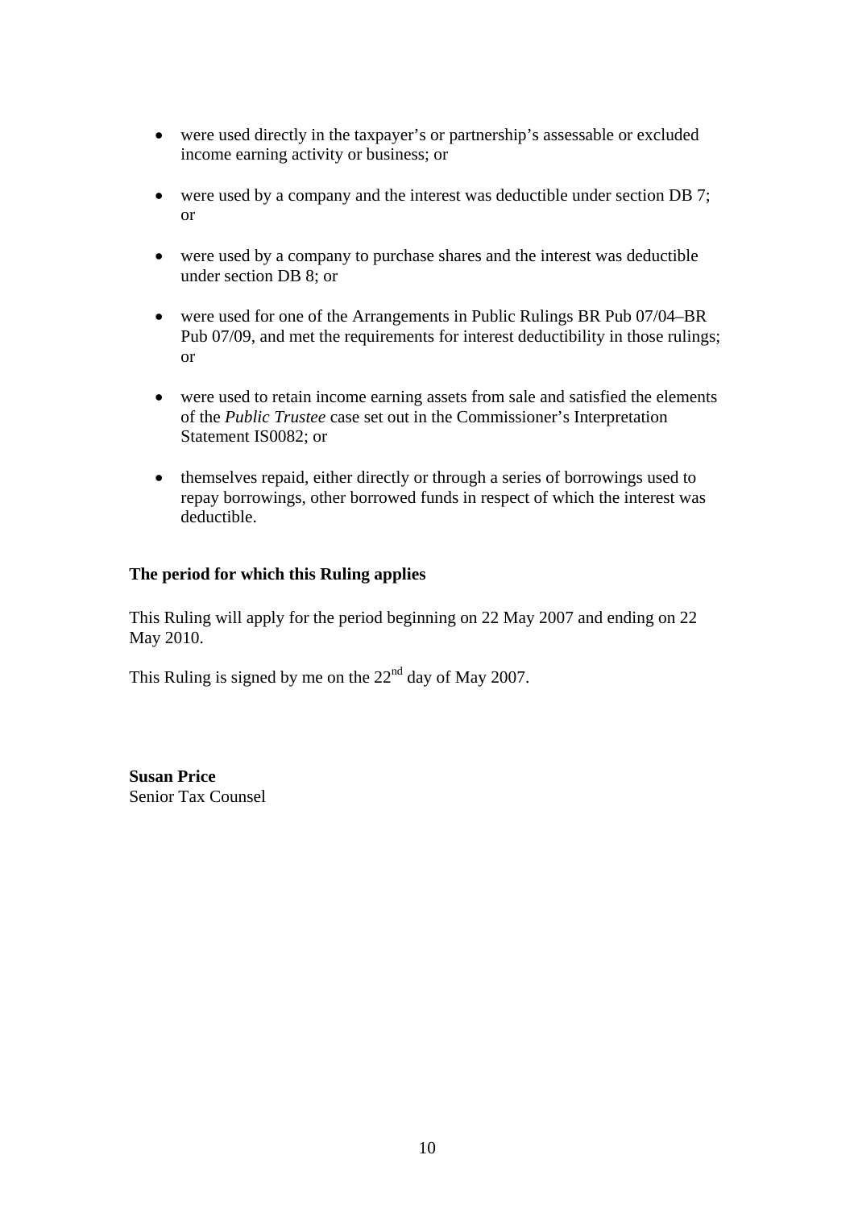- were used directly in the taxpayer's or partnership's assessable or excluded income earning activity or business; or

- were used by a company and the interest was deductible under section DB 7; or

- were used by a company to purchase shares and the interest was deductible under section DB 8; or

- were used for one of the Arrangements in Public Rulings BR Pub 07/04–BR Pub 07/09, and met the requirements for interest deductibility in those rulings; or

- were used to retain income earning assets from sale and satisfied the elements of the *Public Trustee* case set out in the Commissioner's Interpretation Statement IS0082; or

- themselves repaid, either directly or through a series of borrowings used to repay borrowings, other borrowed funds in respect of which the interest was deductible.

**The period for which this Ruling applies**

This Ruling will apply for the period beginning on 22 May 2007 and ending on 22 May 2010.

This Ruling is signed by me on the 22nd day of May 2007.

**Susan Price**
Senior Tax Counsel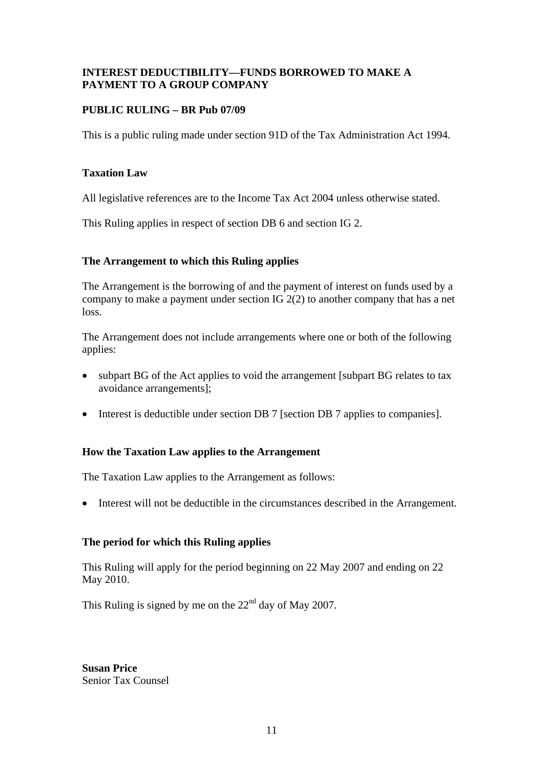**INTEREST DEDUCTIBILITY—FUNDS BORROWED TO MAKE A PAYMENT TO A GROUP COMPANY**

**PUBLIC RULING – BR Pub 07/09**

This is a public ruling made under section 91D of the Tax Administration Act 1994.

### Taxation Law

All legislative references are to the Income Tax Act 2004 unless otherwise stated.

This Ruling applies in respect of section DB 6 and section IG 2.

### The Arrangement to which this Ruling applies

The Arrangement is the borrowing of and the payment of interest on funds used by a company to make a payment under section IG 2(2) to another company that has a net loss.

The Arrangement does not include arrangements where one or both of the following applies:

- subpart BG of the Act applies to void the arrangement [subpart BG relates to tax avoidance arrangements];
- Interest is deductible under section DB 7 [section DB 7 applies to companies].

### How the Taxation Law applies to the Arrangement

The Taxation Law applies to the Arrangement as follows:

- Interest will not be deductible in the circumstances described in the Arrangement.

### The period for which this Ruling applies

This Ruling will apply for the period beginning on 22 May 2007 and ending on 22 May 2010.

This Ruling is signed by me on the 22nd day of May 2007.

**Susan Price**
Senior Tax Counsel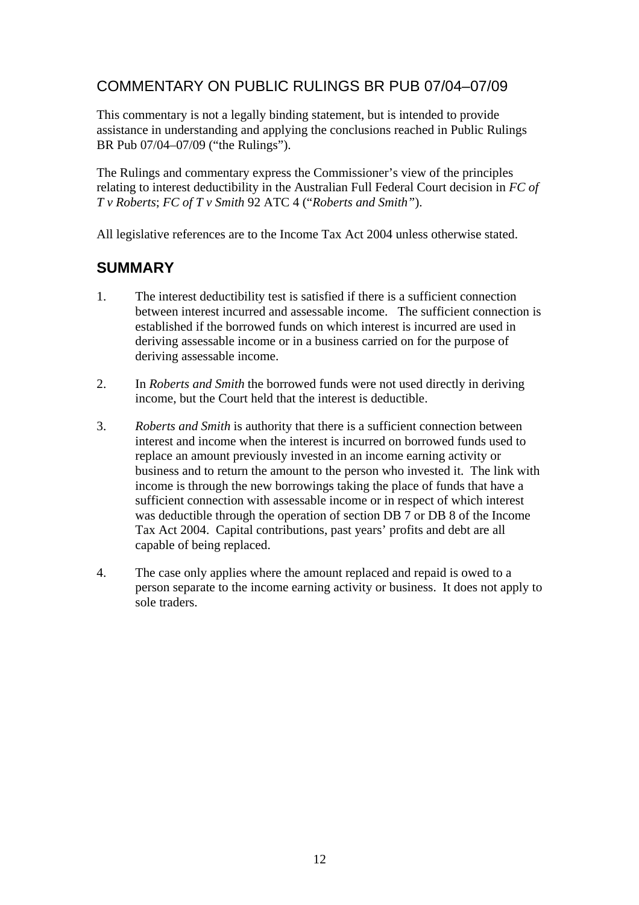## COMMENTARY ON PUBLIC RULINGS BR PUB 07/04–07/09

This commentary is not a legally binding statement, but is intended to provide assistance in understanding and applying the conclusions reached in Public Rulings BR Pub 07/04–07/09 ("the Rulings").

The Rulings and commentary express the Commissioner's view of the principles relating to interest deductibility in the Australian Full Federal Court decision in *FC of T v Roberts*; *FC of T v Smith* 92 ATC 4 ("*Roberts and Smith"*).

All legislative references are to the Income Tax Act 2004 unless otherwise stated.

## SUMMARY

1. The interest deductibility test is satisfied if there is a sufficient connection between interest incurred and assessable income. The sufficient connection is established if the borrowed funds on which interest is incurred are used in deriving assessable income or in a business carried on for the purpose of deriving assessable income.

2. In *Roberts and Smith* the borrowed funds were not used directly in deriving income, but the Court held that the interest is deductible.

3. *Roberts and Smith* is authority that there is a sufficient connection between interest and income when the interest is incurred on borrowed funds used to replace an amount previously invested in an income earning activity or business and to return the amount to the person who invested it. The link with income is through the new borrowings taking the place of funds that have a sufficient connection with assessable income or in respect of which interest was deductible through the operation of section DB 7 or DB 8 of the Income Tax Act 2004. Capital contributions, past years' profits and debt are all capable of being replaced.

4. The case only applies where the amount replaced and repaid is owed to a person separate to the income earning activity or business. It does not apply to sole traders.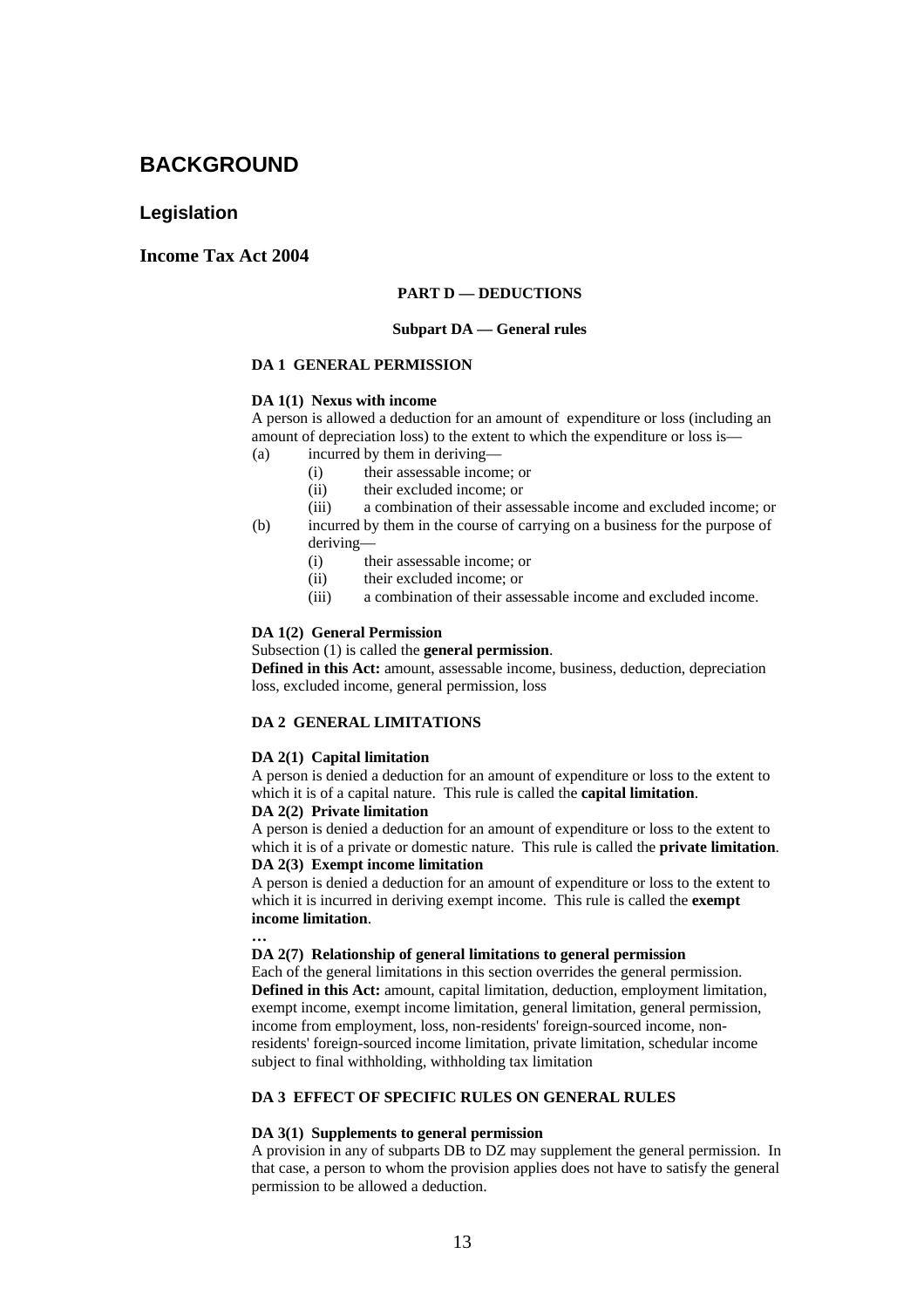# BACKGROUND

## Legislation

### Income Tax Act 2004

**PART D — DEDUCTIONS**

**Subpart DA — General rules**

**DA 1 GENERAL PERMISSION**

**DA 1(1) Nexus with income**

A person is allowed a deduction for an amount of expenditure or loss (including an amount of depreciation loss) to the extent to which the expenditure or loss is—

(a) incurred by them in deriving—
  - (i) their assessable income; or
  - (ii) their excluded income; or
  - (iii) a combination of their assessable income and excluded income; or

(b) incurred by them in the course of carrying on a business for the purpose of deriving—
  - (i) their assessable income; or
  - (ii) their excluded income; or
  - (iii) a combination of their assessable income and excluded income.

**DA 1(2) General Permission**

Subsection (1) is called the **general permission**.

**Defined in this Act:** amount, assessable income, business, deduction, depreciation loss, excluded income, general permission, loss

**DA 2 GENERAL LIMITATIONS**

**DA 2(1) Capital limitation**

A person is denied a deduction for an amount of expenditure or loss to the extent to which it is of a capital nature. This rule is called the **capital limitation**.

**DA 2(2) Private limitation**

A person is denied a deduction for an amount of expenditure or loss to the extent to which it is of a private or domestic nature. This rule is called the **private limitation**.

**DA 2(3) Exempt income limitation**

A person is denied a deduction for an amount of expenditure or loss to the extent to which it is incurred in deriving exempt income. This rule is called the **exempt income limitation**.

**…**

**DA 2(7) Relationship of general limitations to general permission**

Each of the general limitations in this section overrides the general permission.

**Defined in this Act:** amount, capital limitation, deduction, employment limitation, exempt income, exempt income limitation, general limitation, general permission, income from employment, loss, non-residents' foreign-sourced income, non-residents' foreign-sourced income limitation, private limitation, schedular income subject to final withholding, withholding tax limitation

**DA 3 EFFECT OF SPECIFIC RULES ON GENERAL RULES**

**DA 3(1) Supplements to general permission**

A provision in any of subparts DB to DZ may supplement the general permission. In that case, a person to whom the provision applies does not have to satisfy the general permission to be allowed a deduction.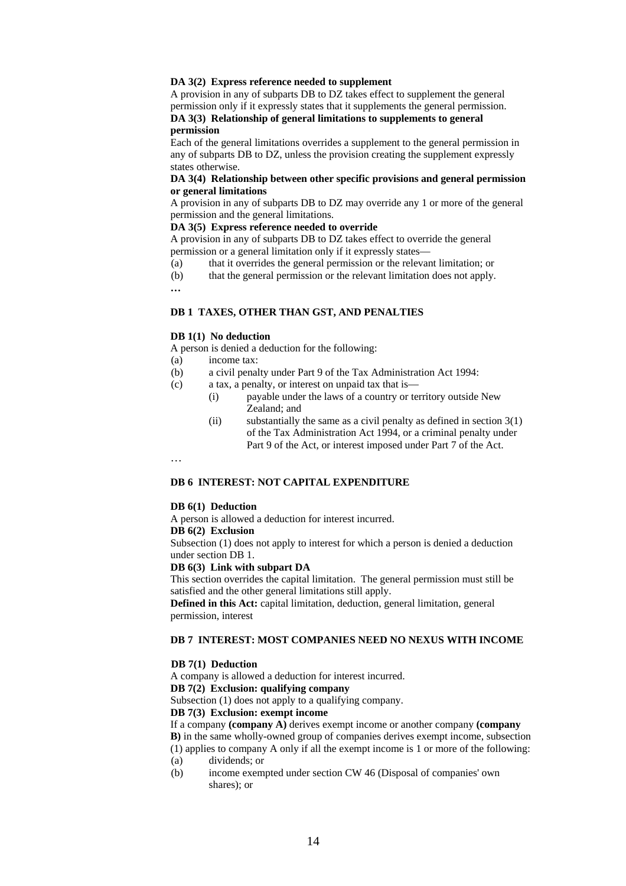**DA 3(2) Express reference needed to supplement**

A provision in any of subparts DB to DZ takes effect to supplement the general permission only if it expressly states that it supplements the general permission.

**DA 3(3) Relationship of general limitations to supplements to general permission**

Each of the general limitations overrides a supplement to the general permission in any of subparts DB to DZ, unless the provision creating the supplement expressly states otherwise.

**DA 3(4) Relationship between other specific provisions and general permission or general limitations**

A provision in any of subparts DB to DZ may override any 1 or more of the general permission and the general limitations.

**DA 3(5) Express reference needed to override**

A provision in any of subparts DB to DZ takes effect to override the general permission or a general limitation only if it expressly states—

(a) that it overrides the general permission or the relevant limitation; or

(b) that the general permission or the relevant limitation does not apply.

**…**

**DB 1 TAXES, OTHER THAN GST, AND PENALTIES**

**DB 1(1) No deduction**

A person is denied a deduction for the following:

(a) income tax:

(b) a civil penalty under Part 9 of the Tax Administration Act 1994:

(c) a tax, a penalty, or interest on unpaid tax that is—

  (i) payable under the laws of a country or territory outside New Zealand; and

  (ii) substantially the same as a civil penalty as defined in section 3(1) of the Tax Administration Act 1994, or a criminal penalty under Part 9 of the Act, or interest imposed under Part 7 of the Act.

…

**DB 6 INTEREST: NOT CAPITAL EXPENDITURE**

**DB 6(1) Deduction**

A person is allowed a deduction for interest incurred.

**DB 6(2) Exclusion**

Subsection (1) does not apply to interest for which a person is denied a deduction under section DB 1.

**DB 6(3) Link with subpart DA**

This section overrides the capital limitation. The general permission must still be satisfied and the other general limitations still apply.

**Defined in this Act:** capital limitation, deduction, general limitation, general permission, interest

**DB 7 INTEREST: MOST COMPANIES NEED NO NEXUS WITH INCOME**

**DB 7(1) Deduction**

A company is allowed a deduction for interest incurred.

**DB 7(2) Exclusion: qualifying company**

Subsection (1) does not apply to a qualifying company.

**DB 7(3) Exclusion: exempt income**

If a company **(company A)** derives exempt income or another company **(company B)** in the same wholly-owned group of companies derives exempt income, subsection (1) applies to company A only if all the exempt income is 1 or more of the following:

(a) dividends; or

(b) income exempted under section CW 46 (Disposal of companies' own shares); or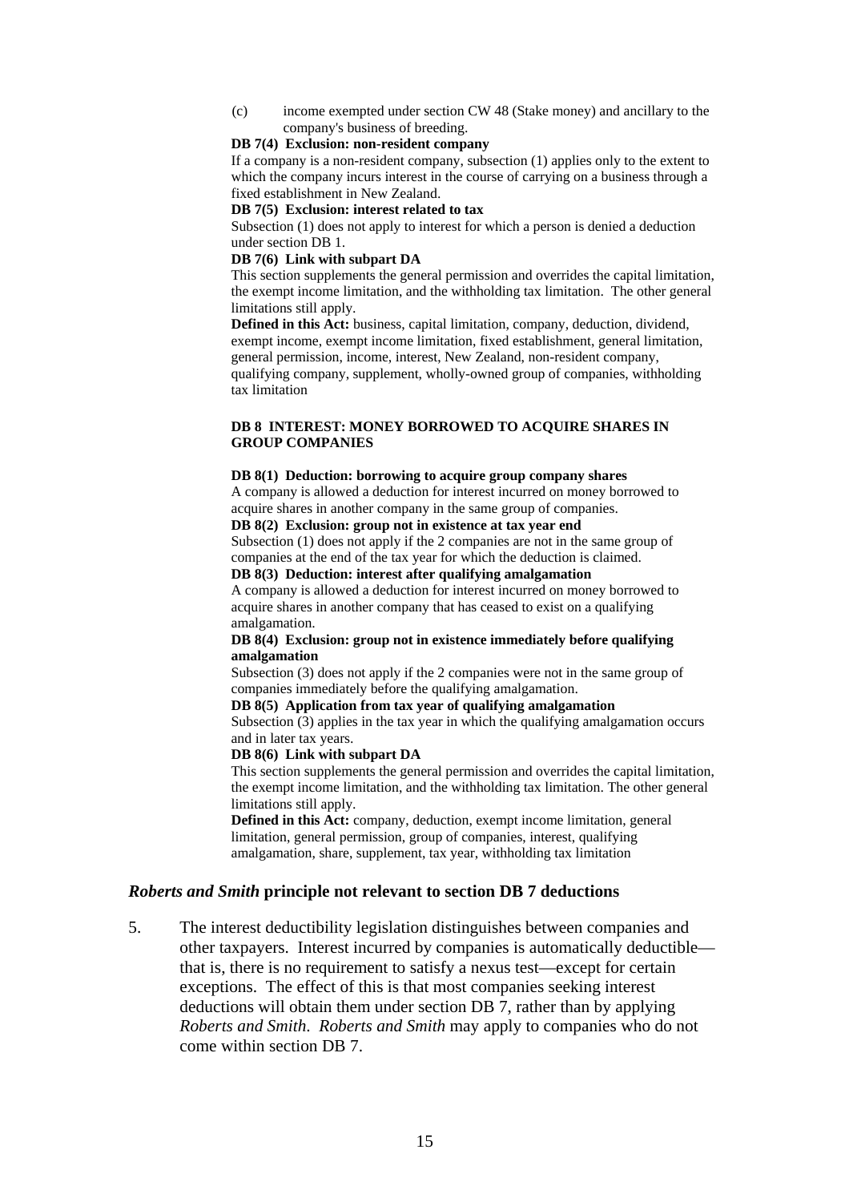(c) income exempted under section CW 48 (Stake money) and ancillary to the company's business of breeding.

**DB 7(4) Exclusion: non-resident company**

If a company is a non-resident company, subsection (1) applies only to the extent to which the company incurs interest in the course of carrying on a business through a fixed establishment in New Zealand.

**DB 7(5) Exclusion: interest related to tax**

Subsection (1) does not apply to interest for which a person is denied a deduction under section DB 1.

**DB 7(6) Link with subpart DA**

This section supplements the general permission and overrides the capital limitation, the exempt income limitation, and the withholding tax limitation. The other general limitations still apply.

**Defined in this Act:** business, capital limitation, company, deduction, dividend, exempt income, exempt income limitation, fixed establishment, general limitation, general permission, income, interest, New Zealand, non-resident company, qualifying company, supplement, wholly-owned group of companies, withholding tax limitation

**DB 8 INTEREST: MONEY BORROWED TO ACQUIRE SHARES IN GROUP COMPANIES**

**DB 8(1) Deduction: borrowing to acquire group company shares**

A company is allowed a deduction for interest incurred on money borrowed to acquire shares in another company in the same group of companies.

**DB 8(2) Exclusion: group not in existence at tax year end**

Subsection (1) does not apply if the 2 companies are not in the same group of companies at the end of the tax year for which the deduction is claimed.

**DB 8(3) Deduction: interest after qualifying amalgamation**

A company is allowed a deduction for interest incurred on money borrowed to acquire shares in another company that has ceased to exist on a qualifying amalgamation.

**DB 8(4) Exclusion: group not in existence immediately before qualifying amalgamation**

Subsection (3) does not apply if the 2 companies were not in the same group of companies immediately before the qualifying amalgamation.

**DB 8(5) Application from tax year of qualifying amalgamation**

Subsection (3) applies in the tax year in which the qualifying amalgamation occurs and in later tax years.

**DB 8(6) Link with subpart DA**

This section supplements the general permission and overrides the capital limitation, the exempt income limitation, and the withholding tax limitation. The other general limitations still apply.

**Defined in this Act:** company, deduction, exempt income limitation, general limitation, general permission, group of companies, interest, qualifying amalgamation, share, supplement, tax year, withholding tax limitation

### ***Roberts and Smith* principle not relevant to section DB 7 deductions**

5. The interest deductibility legislation distinguishes between companies and other taxpayers. Interest incurred by companies is automatically deductible—that is, there is no requirement to satisfy a nexus test—except for certain exceptions. The effect of this is that most companies seeking interest deductions will obtain them under section DB 7, rather than by applying *Roberts and Smith*. *Roberts and Smith* may apply to companies who do not come within section DB 7.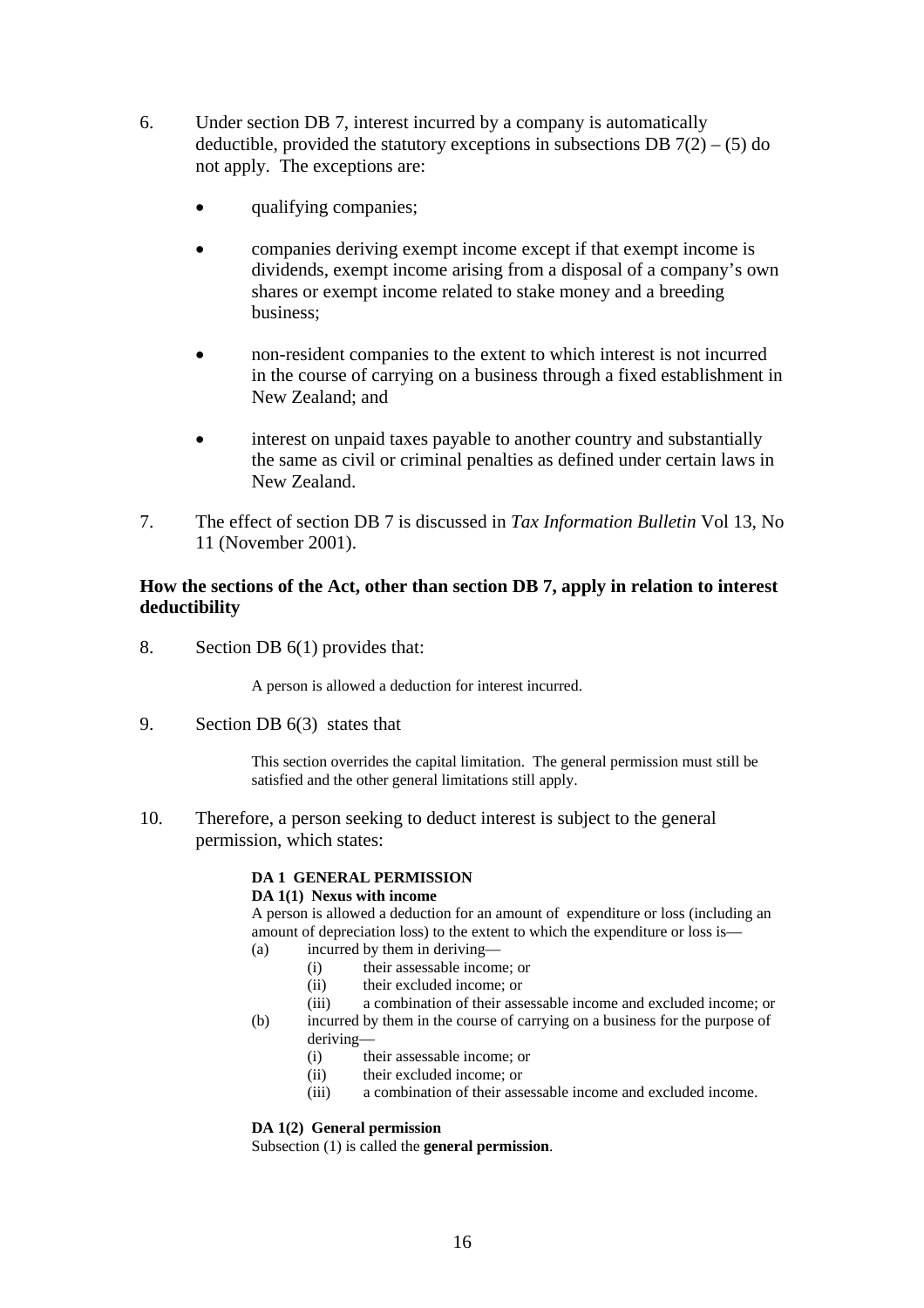6. Under section DB 7, interest incurred by a company is automatically deductible, provided the statutory exceptions in subsections DB 7(2) – (5) do not apply. The exceptions are:

   - qualifying companies;
   - companies deriving exempt income except if that exempt income is dividends, exempt income arising from a disposal of a company's own shares or exempt income related to stake money and a breeding business;
   - non-resident companies to the extent to which interest is not incurred in the course of carrying on a business through a fixed establishment in New Zealand; and
   - interest on unpaid taxes payable to another country and substantially the same as civil or criminal penalties as defined under certain laws in New Zealand.

7. The effect of section DB 7 is discussed in *Tax Information Bulletin* Vol 13, No 11 (November 2001).

**How the sections of the Act, other than section DB 7, apply in relation to interest deductibility**

8. Section DB 6(1) provides that:

   > A person is allowed a deduction for interest incurred.

9. Section DB 6(3) states that

   > This section overrides the capital limitation. The general permission must still be satisfied and the other general limitations still apply.

10. Therefore, a person seeking to deduct interest is subject to the general permission, which states:

    > **DA 1 GENERAL PERMISSION**
    >
    > **DA 1(1) Nexus with income**
    >
    > A person is allowed a deduction for an amount of expenditure or loss (including an amount of depreciation loss) to the extent to which the expenditure or loss is—
    >
    > (a) incurred by them in deriving—
    > (i) their assessable income; or
    > (ii) their excluded income; or
    > (iii) a combination of their assessable income and excluded income; or
    >
    > (b) incurred by them in the course of carrying on a business for the purpose of deriving—
    > (i) their assessable income; or
    > (ii) their excluded income; or
    > (iii) a combination of their assessable income and excluded income.
    >
    > **DA 1(2) General permission**
    >
    > Subsection (1) is called the **general permission**.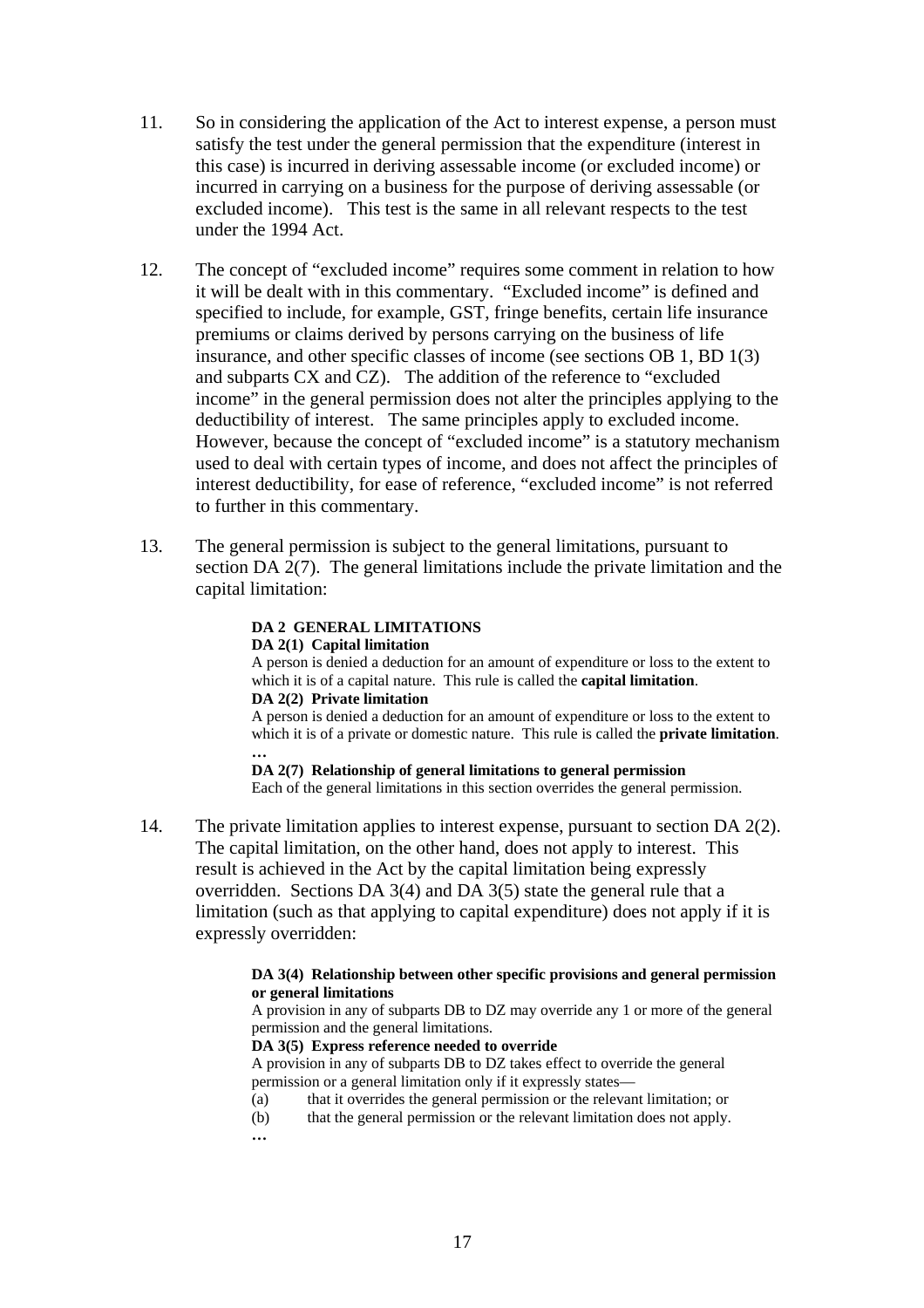11. So in considering the application of the Act to interest expense, a person must satisfy the test under the general permission that the expenditure (interest in this case) is incurred in deriving assessable income (or excluded income) or incurred in carrying on a business for the purpose of deriving assessable (or excluded income). This test is the same in all relevant respects to the test under the 1994 Act.

12. The concept of "excluded income" requires some comment in relation to how it will be dealt with in this commentary. "Excluded income" is defined and specified to include, for example, GST, fringe benefits, certain life insurance premiums or claims derived by persons carrying on the business of life insurance, and other specific classes of income (see sections OB 1, BD 1(3) and subparts CX and CZ). The addition of the reference to "excluded income" in the general permission does not alter the principles applying to the deductibility of interest. The same principles apply to excluded income. However, because the concept of "excluded income" is a statutory mechanism used to deal with certain types of income, and does not affect the principles of interest deductibility, for ease of reference, "excluded income" is not referred to further in this commentary.

13. The general permission is subject to the general limitations, pursuant to section DA 2(7). The general limitations include the private limitation and the capital limitation:

> **DA 2 GENERAL LIMITATIONS**
> **DA 2(1) Capital limitation**
> A person is denied a deduction for an amount of expenditure or loss to the extent to which it is of a capital nature. This rule is called the **capital limitation**.
> **DA 2(2) Private limitation**
> A person is denied a deduction for an amount of expenditure or loss to the extent to which it is of a private or domestic nature. This rule is called the **private limitation**.
> …
> **DA 2(7) Relationship of general limitations to general permission**
> Each of the general limitations in this section overrides the general permission.

14. The private limitation applies to interest expense, pursuant to section DA 2(2). The capital limitation, on the other hand, does not apply to interest. This result is achieved in the Act by the capital limitation being expressly overridden. Sections DA 3(4) and DA 3(5) state the general rule that a limitation (such as that applying to capital expenditure) does not apply if it is expressly overridden:

> **DA 3(4) Relationship between other specific provisions and general permission or general limitations**
> A provision in any of subparts DB to DZ may override any 1 or more of the general permission and the general limitations.
> **DA 3(5) Express reference needed to override**
> A provision in any of subparts DB to DZ takes effect to override the general permission or a general limitation only if it expressly states—
> (a) that it overrides the general permission or the relevant limitation; or
> (b) that the general permission or the relevant limitation does not apply.
> …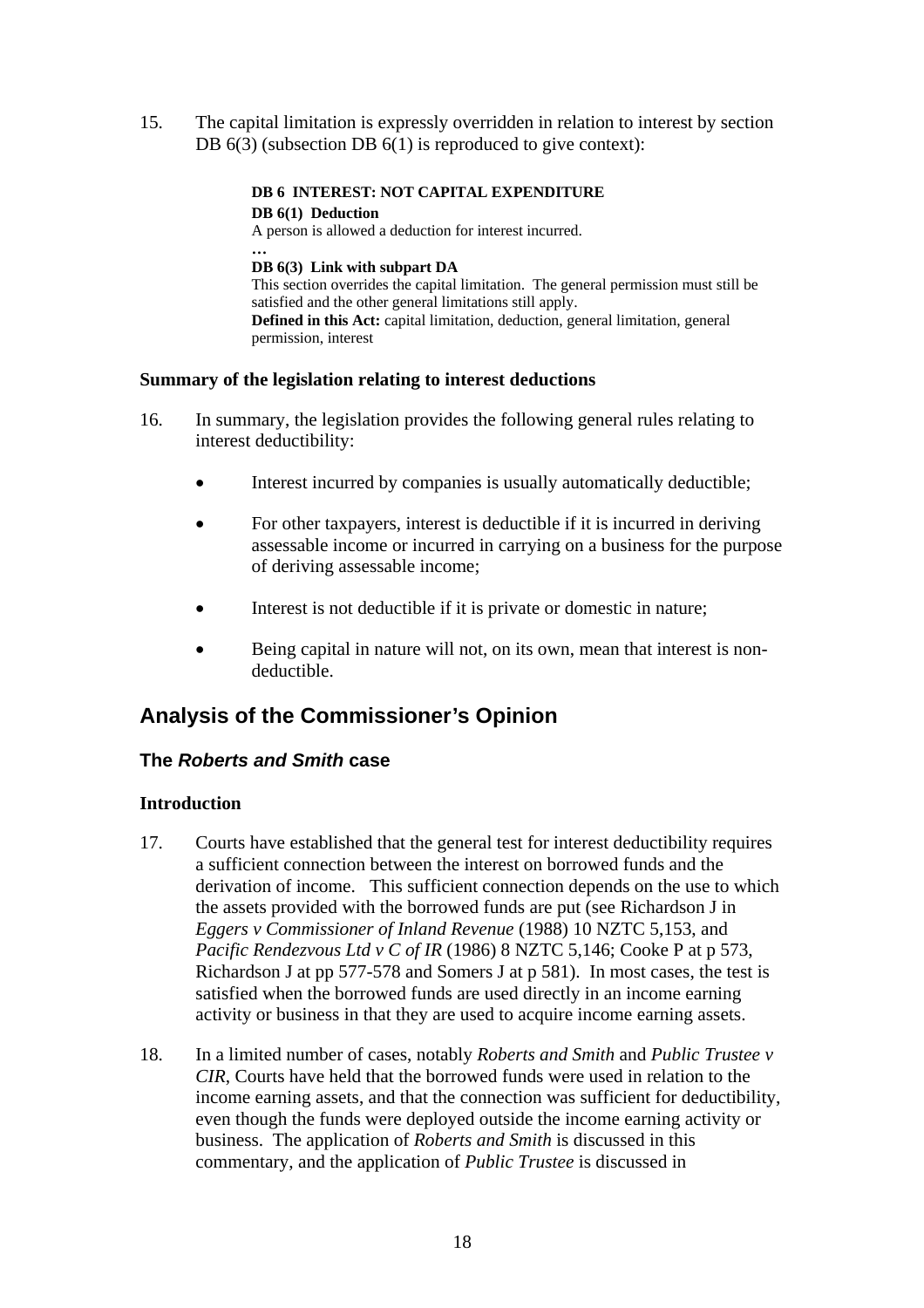15. The capital limitation is expressly overridden in relation to interest by section DB 6(3) (subsection DB 6(1) is reproduced to give context):

> **DB 6 INTEREST: NOT CAPITAL EXPENDITURE**
>
> **DB 6(1) Deduction**
> A person is allowed a deduction for interest incurred.
>
> **…**
>
> **DB 6(3) Link with subpart DA**
> This section overrides the capital limitation. The general permission must still be satisfied and the other general limitations still apply.
> **Defined in this Act:** capital limitation, deduction, general limitation, general permission, interest

### Summary of the legislation relating to interest deductions

16. In summary, the legislation provides the following general rules relating to interest deductibility:

    - Interest incurred by companies is usually automatically deductible;
    - For other taxpayers, interest is deductible if it is incurred in deriving assessable income or incurred in carrying on a business for the purpose of deriving assessable income;
    - Interest is not deductible if it is private or domestic in nature;
    - Being capital in nature will not, on its own, mean that interest is non-deductible.

## Analysis of the Commissioner's Opinion

### The *Roberts and Smith* case

### Introduction

17. Courts have established that the general test for interest deductibility requires a sufficient connection between the interest on borrowed funds and the derivation of income. This sufficient connection depends on the use to which the assets provided with the borrowed funds are put (see Richardson J in *Eggers v Commissioner of Inland Revenue* (1988) 10 NZTC 5,153, and *Pacific Rendezvous Ltd v C of IR* (1986) 8 NZTC 5,146; Cooke P at p 573, Richardson J at pp 577-578 and Somers J at p 581). In most cases, the test is satisfied when the borrowed funds are used directly in an income earning activity or business in that they are used to acquire income earning assets.

18. In a limited number of cases, notably *Roberts and Smith* and *Public Trustee v CIR*, Courts have held that the borrowed funds were used in relation to the income earning assets, and that the connection was sufficient for deductibility, even though the funds were deployed outside the income earning activity or business. The application of *Roberts and Smith* is discussed in this commentary, and the application of *Public Trustee* is discussed in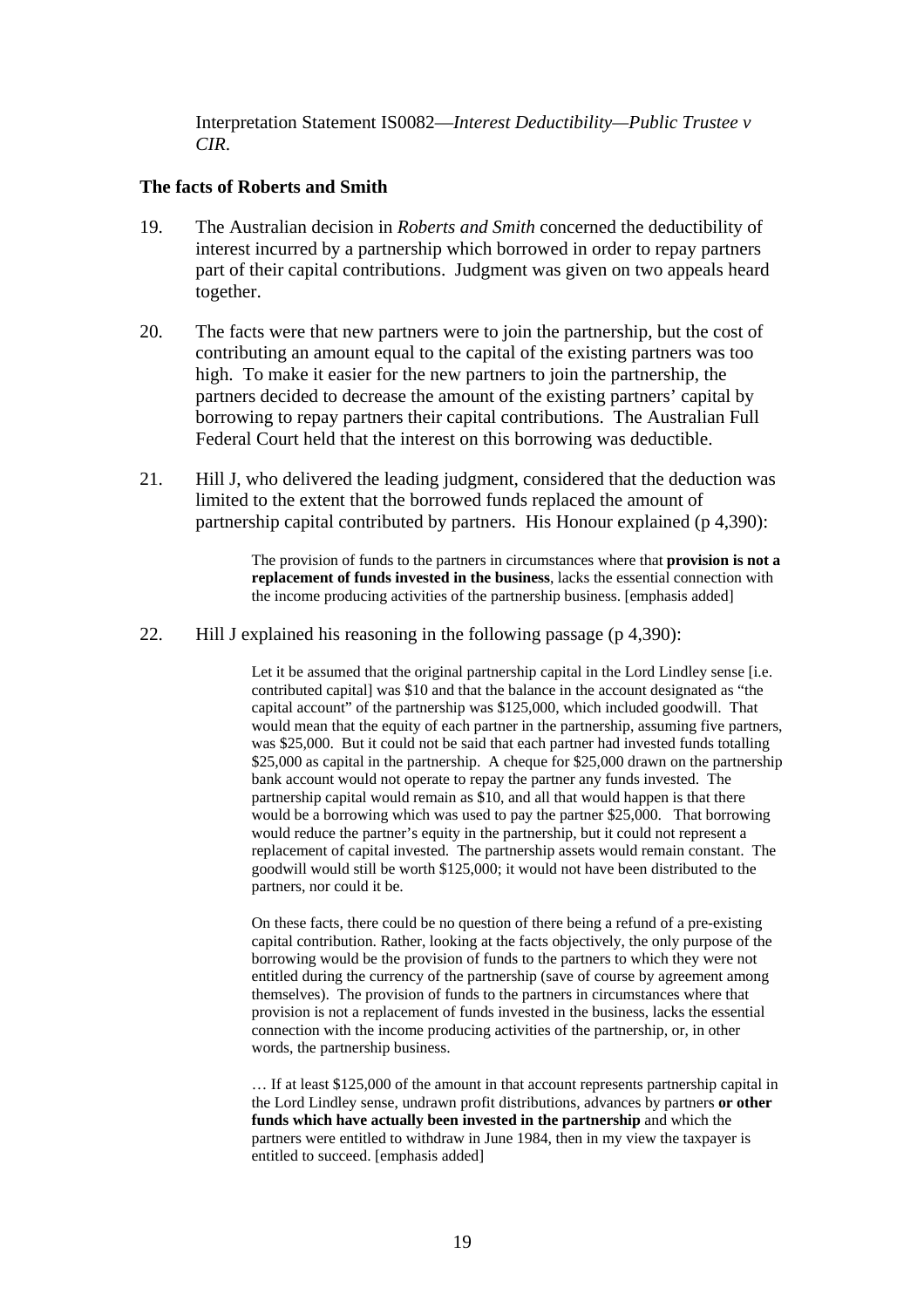Interpretation Statement IS0082—*Interest Deductibility—Public Trustee v CIR*.

**The facts of Roberts and Smith**

19. The Australian decision in *Roberts and Smith* concerned the deductibility of interest incurred by a partnership which borrowed in order to repay partners part of their capital contributions. Judgment was given on two appeals heard together.

20. The facts were that new partners were to join the partnership, but the cost of contributing an amount equal to the capital of the existing partners was too high. To make it easier for the new partners to join the partnership, the partners decided to decrease the amount of the existing partners' capital by borrowing to repay partners their capital contributions. The Australian Full Federal Court held that the interest on this borrowing was deductible.

21. Hill J, who delivered the leading judgment, considered that the deduction was limited to the extent that the borrowed funds replaced the amount of partnership capital contributed by partners. His Honour explained (p 4,390):

> The provision of funds to the partners in circumstances where that **provision is not a replacement of funds invested in the business**, lacks the essential connection with the income producing activities of the partnership business. [emphasis added]

22. Hill J explained his reasoning in the following passage (p 4,390):

> Let it be assumed that the original partnership capital in the Lord Lindley sense [i.e. contributed capital] was $10 and that the balance in the account designated as "the capital account" of the partnership was $125,000, which included goodwill. That would mean that the equity of each partner in the partnership, assuming five partners, was $25,000. But it could not be said that each partner had invested funds totalling $25,000 as capital in the partnership. A cheque for $25,000 drawn on the partnership bank account would not operate to repay the partner any funds invested. The partnership capital would remain as $10, and all that would happen is that there would be a borrowing which was used to pay the partner $25,000. That borrowing would reduce the partner's equity in the partnership, but it could not represent a replacement of capital invested. The partnership assets would remain constant. The goodwill would still be worth $125,000; it would not have been distributed to the partners, nor could it be.
>
> On these facts, there could be no question of there being a refund of a pre-existing capital contribution. Rather, looking at the facts objectively, the only purpose of the borrowing would be the provision of funds to the partners to which they were not entitled during the currency of the partnership (save of course by agreement among themselves). The provision of funds to the partners in circumstances where that provision is not a replacement of funds invested in the business, lacks the essential connection with the income producing activities of the partnership, or, in other words, the partnership business.
>
> … If at least $125,000 of the amount in that account represents partnership capital in the Lord Lindley sense, undrawn profit distributions, advances by partners **or other funds which have actually been invested in the partnership** and which the partners were entitled to withdraw in June 1984, then in my view the taxpayer is entitled to succeed. [emphasis added]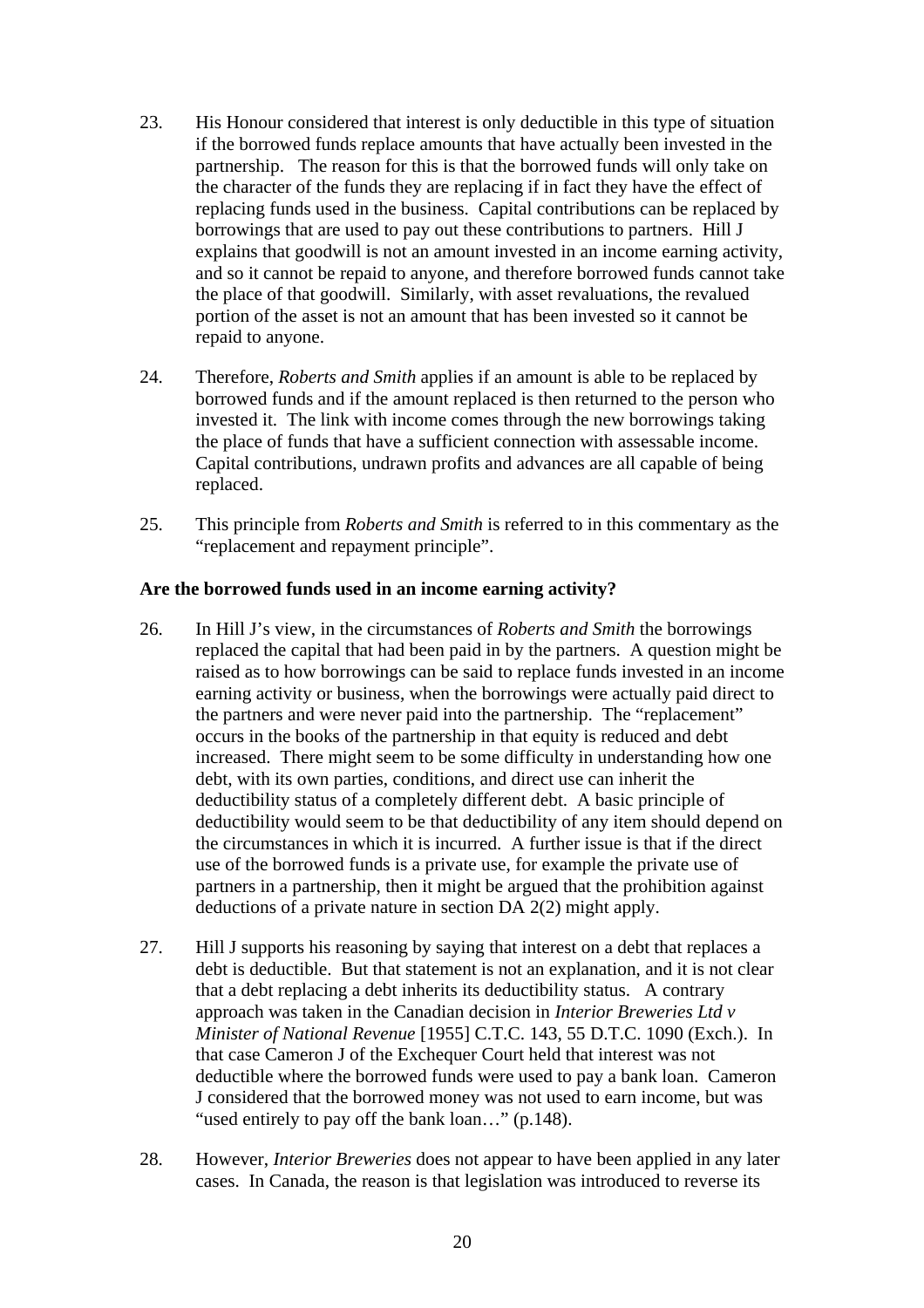23. His Honour considered that interest is only deductible in this type of situation if the borrowed funds replace amounts that have actually been invested in the partnership. The reason for this is that the borrowed funds will only take on the character of the funds they are replacing if in fact they have the effect of replacing funds used in the business. Capital contributions can be replaced by borrowings that are used to pay out these contributions to partners. Hill J explains that goodwill is not an amount invested in an income earning activity, and so it cannot be repaid to anyone, and therefore borrowed funds cannot take the place of that goodwill. Similarly, with asset revaluations, the revalued portion of the asset is not an amount that has been invested so it cannot be repaid to anyone.

24. Therefore, *Roberts and Smith* applies if an amount is able to be replaced by borrowed funds and if the amount replaced is then returned to the person who invested it. The link with income comes through the new borrowings taking the place of funds that have a sufficient connection with assessable income. Capital contributions, undrawn profits and advances are all capable of being replaced.

25. This principle from *Roberts and Smith* is referred to in this commentary as the "replacement and repayment principle".

**Are the borrowed funds used in an income earning activity?**

26. In Hill J's view, in the circumstances of *Roberts and Smith* the borrowings replaced the capital that had been paid in by the partners. A question might be raised as to how borrowings can be said to replace funds invested in an income earning activity or business, when the borrowings were actually paid direct to the partners and were never paid into the partnership. The "replacement" occurs in the books of the partnership in that equity is reduced and debt increased. There might seem to be some difficulty in understanding how one debt, with its own parties, conditions, and direct use can inherit the deductibility status of a completely different debt. A basic principle of deductibility would seem to be that deductibility of any item should depend on the circumstances in which it is incurred. A further issue is that if the direct use of the borrowed funds is a private use, for example the private use of partners in a partnership, then it might be argued that the prohibition against deductions of a private nature in section DA 2(2) might apply.

27. Hill J supports his reasoning by saying that interest on a debt that replaces a debt is deductible. But that statement is not an explanation, and it is not clear that a debt replacing a debt inherits its deductibility status. A contrary approach was taken in the Canadian decision in *Interior Breweries Ltd v Minister of National Revenue* [1955] C.T.C. 143, 55 D.T.C. 1090 (Exch.). In that case Cameron J of the Exchequer Court held that interest was not deductible where the borrowed funds were used to pay a bank loan. Cameron J considered that the borrowed money was not used to earn income, but was "used entirely to pay off the bank loan…" (p.148).

28. However, *Interior Breweries* does not appear to have been applied in any later cases. In Canada, the reason is that legislation was introduced to reverse its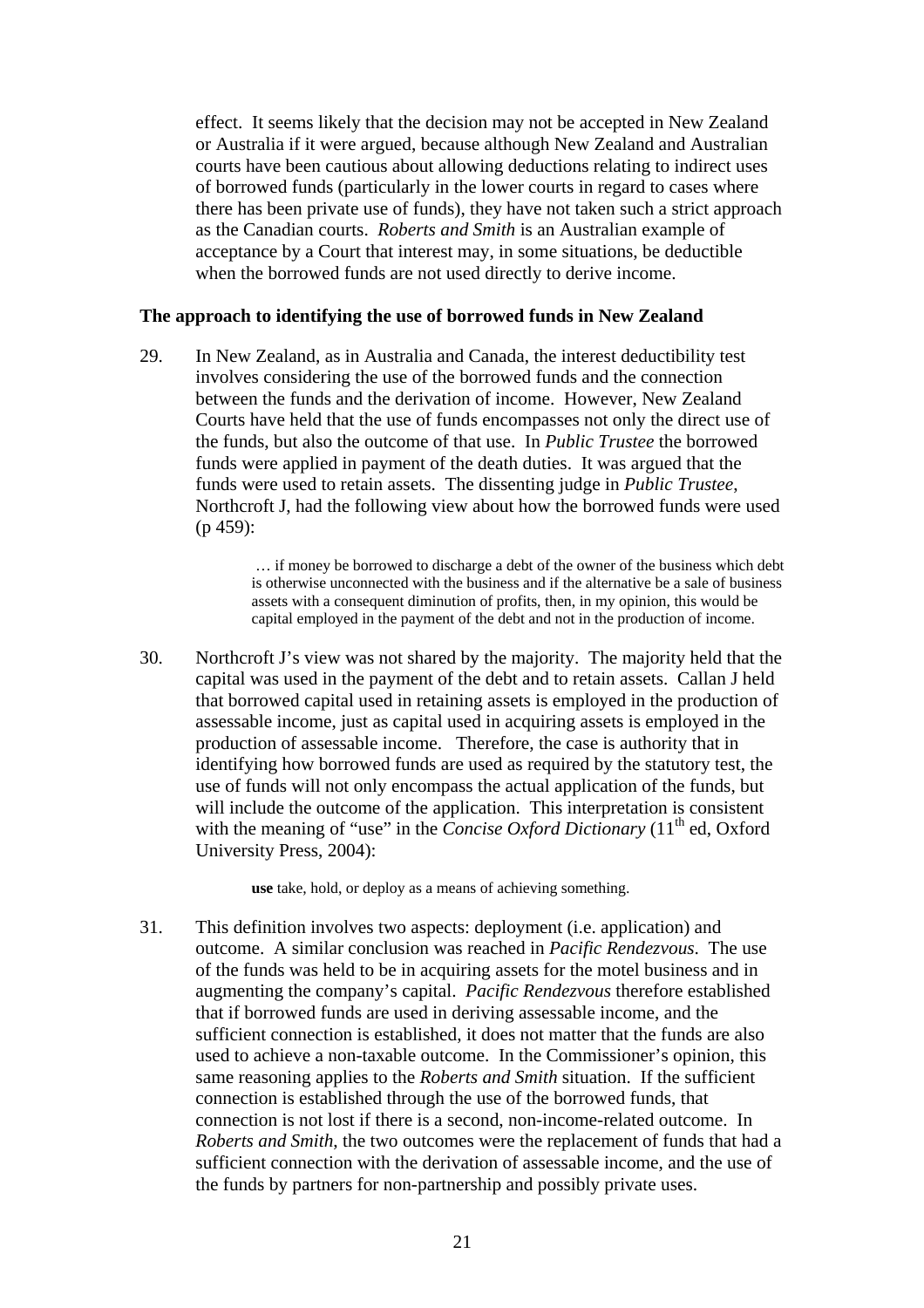effect. It seems likely that the decision may not be accepted in New Zealand or Australia if it were argued, because although New Zealand and Australian courts have been cautious about allowing deductions relating to indirect uses of borrowed funds (particularly in the lower courts in regard to cases where there has been private use of funds), they have not taken such a strict approach as the Canadian courts. *Roberts and Smith* is an Australian example of acceptance by a Court that interest may, in some situations, be deductible when the borrowed funds are not used directly to derive income.

**The approach to identifying the use of borrowed funds in New Zealand**

29. In New Zealand, as in Australia and Canada, the interest deductibility test involves considering the use of the borrowed funds and the connection between the funds and the derivation of income. However, New Zealand Courts have held that the use of funds encompasses not only the direct use of the funds, but also the outcome of that use. In *Public Trustee* the borrowed funds were applied in payment of the death duties. It was argued that the funds were used to retain assets. The dissenting judge in *Public Trustee*, Northcroft J, had the following view about how the borrowed funds were used (p 459):

> … if money be borrowed to discharge a debt of the owner of the business which debt is otherwise unconnected with the business and if the alternative be a sale of business assets with a consequent diminution of profits, then, in my opinion, this would be capital employed in the payment of the debt and not in the production of income.

30. Northcroft J's view was not shared by the majority. The majority held that the capital was used in the payment of the debt and to retain assets. Callan J held that borrowed capital used in retaining assets is employed in the production of assessable income, just as capital used in acquiring assets is employed in the production of assessable income. Therefore, the case is authority that in identifying how borrowed funds are used as required by the statutory test, the use of funds will not only encompass the actual application of the funds, but will include the outcome of the application. This interpretation is consistent with the meaning of "use" in the *Concise Oxford Dictionary* (11th ed, Oxford University Press, 2004):

> **use** take, hold, or deploy as a means of achieving something.

31. This definition involves two aspects: deployment (i.e. application) and outcome. A similar conclusion was reached in *Pacific Rendezvous*. The use of the funds was held to be in acquiring assets for the motel business and in augmenting the company's capital. *Pacific Rendezvous* therefore established that if borrowed funds are used in deriving assessable income, and the sufficient connection is established, it does not matter that the funds are also used to achieve a non-taxable outcome. In the Commissioner's opinion, this same reasoning applies to the *Roberts and Smith* situation. If the sufficient connection is established through the use of the borrowed funds, that connection is not lost if there is a second, non-income-related outcome. In *Roberts and Smith*, the two outcomes were the replacement of funds that had a sufficient connection with the derivation of assessable income, and the use of the funds by partners for non-partnership and possibly private uses.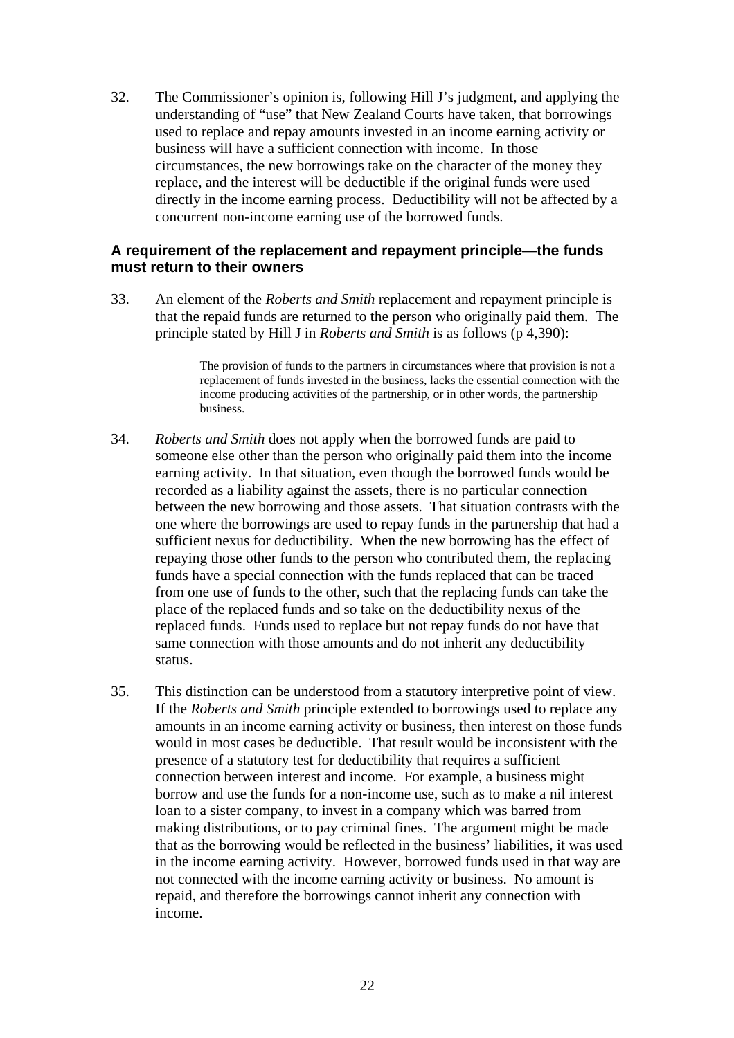32. The Commissioner's opinion is, following Hill J's judgment, and applying the understanding of "use" that New Zealand Courts have taken, that borrowings used to replace and repay amounts invested in an income earning activity or business will have a sufficient connection with income. In those circumstances, the new borrowings take on the character of the money they replace, and the interest will be deductible if the original funds were used directly in the income earning process. Deductibility will not be affected by a concurrent non-income earning use of the borrowed funds.

### A requirement of the replacement and repayment principle—the funds must return to their owners

33. An element of the *Roberts and Smith* replacement and repayment principle is that the repaid funds are returned to the person who originally paid them. The principle stated by Hill J in *Roberts and Smith* is as follows (p 4,390):

> The provision of funds to the partners in circumstances where that provision is not a replacement of funds invested in the business, lacks the essential connection with the income producing activities of the partnership, or in other words, the partnership business.

34. *Roberts and Smith* does not apply when the borrowed funds are paid to someone else other than the person who originally paid them into the income earning activity. In that situation, even though the borrowed funds would be recorded as a liability against the assets, there is no particular connection between the new borrowing and those assets. That situation contrasts with the one where the borrowings are used to repay funds in the partnership that had a sufficient nexus for deductibility. When the new borrowing has the effect of repaying those other funds to the person who contributed them, the replacing funds have a special connection with the funds replaced that can be traced from one use of funds to the other, such that the replacing funds can take the place of the replaced funds and so take on the deductibility nexus of the replaced funds. Funds used to replace but not repay funds do not have that same connection with those amounts and do not inherit any deductibility status.

35. This distinction can be understood from a statutory interpretive point of view. If the *Roberts and Smith* principle extended to borrowings used to replace any amounts in an income earning activity or business, then interest on those funds would in most cases be deductible. That result would be inconsistent with the presence of a statutory test for deductibility that requires a sufficient connection between interest and income. For example, a business might borrow and use the funds for a non-income use, such as to make a nil interest loan to a sister company, to invest in a company which was barred from making distributions, or to pay criminal fines. The argument might be made that as the borrowing would be reflected in the business' liabilities, it was used in the income earning activity. However, borrowed funds used in that way are not connected with the income earning activity or business. No amount is repaid, and therefore the borrowings cannot inherit any connection with income.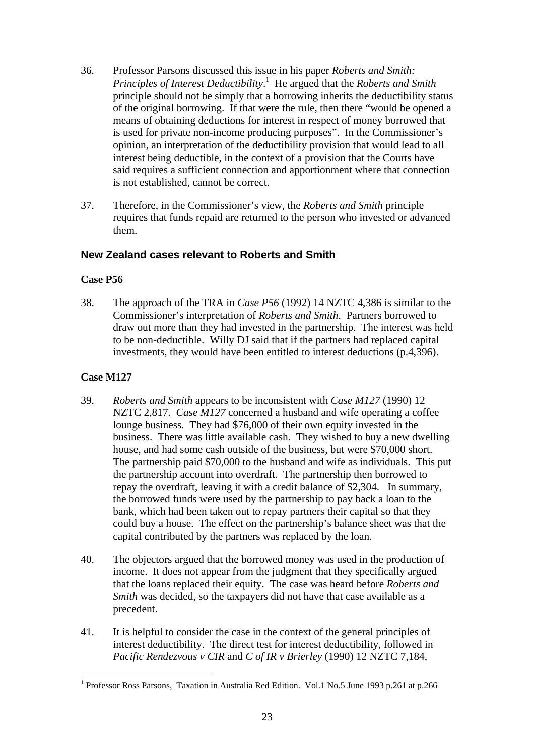36. Professor Parsons discussed this issue in his paper *Roberts and Smith: Principles of Interest Deductibility*.[1] He argued that the *Roberts and Smith* principle should not be simply that a borrowing inherits the deductibility status of the original borrowing. If that were the rule, then there "would be opened a means of obtaining deductions for interest in respect of money borrowed that is used for private non-income producing purposes". In the Commissioner's opinion, an interpretation of the deductibility provision that would lead to all interest being deductible, in the context of a provision that the Courts have said requires a sufficient connection and apportionment where that connection is not established, cannot be correct.

37. Therefore, in the Commissioner's view, the *Roberts and Smith* principle requires that funds repaid are returned to the person who invested or advanced them.

## New Zealand cases relevant to Roberts and Smith

### Case P56

38. The approach of the TRA in *Case P56* (1992) 14 NZTC 4,386 is similar to the Commissioner's interpretation of *Roberts and Smith*. Partners borrowed to draw out more than they had invested in the partnership. The interest was held to be non-deductible. Willy DJ said that if the partners had replaced capital investments, they would have been entitled to interest deductions (p.4,396).

### Case M127

39. *Roberts and Smith* appears to be inconsistent with *Case M127* (1990) 12 NZTC 2,817. *Case M127* concerned a husband and wife operating a coffee lounge business. They had $76,000 of their own equity invested in the business. There was little available cash. They wished to buy a new dwelling house, and had some cash outside of the business, but were $70,000 short. The partnership paid $70,000 to the husband and wife as individuals. This put the partnership account into overdraft. The partnership then borrowed to repay the overdraft, leaving it with a credit balance of $2,304. In summary, the borrowed funds were used by the partnership to pay back a loan to the bank, which had been taken out to repay partners their capital so that they could buy a house. The effect on the partnership's balance sheet was that the capital contributed by the partners was replaced by the loan.

40. The objectors argued that the borrowed money was used in the production of income. It does not appear from the judgment that they specifically argued that the loans replaced their equity. The case was heard before *Roberts and Smith* was decided, so the taxpayers did not have that case available as a precedent.

41. It is helpful to consider the case in the context of the general principles of interest deductibility. The direct test for interest deductibility, followed in *Pacific Rendezvous v CIR* and *C of IR v Brierley* (1990) 12 NZTC 7,184,

[1] Professor Ross Parsons, Taxation in Australia Red Edition. Vol.1 No.5 June 1993 p.261 at p.266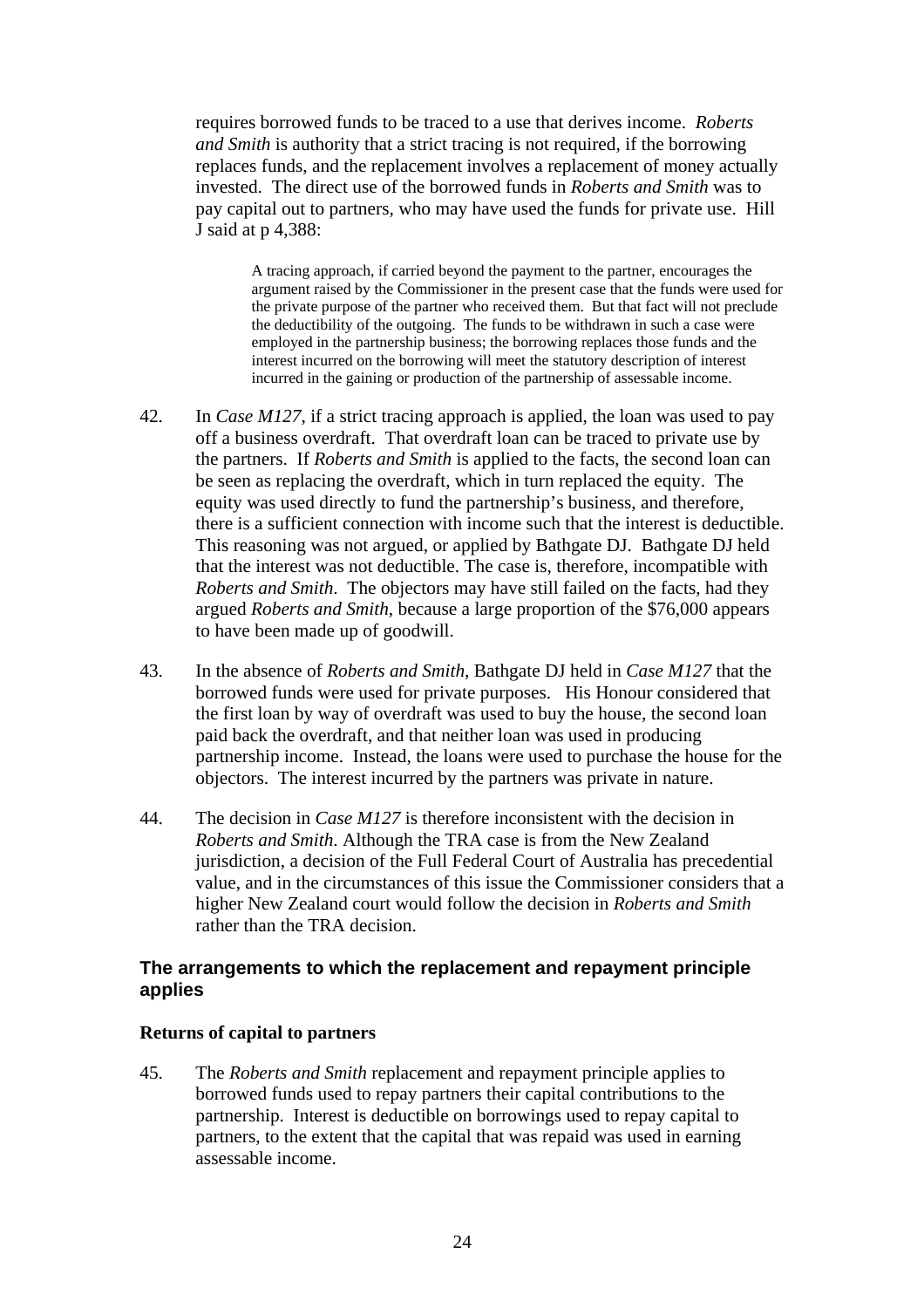requires borrowed funds to be traced to a use that derives income. *Roberts and Smith* is authority that a strict tracing is not required, if the borrowing replaces funds, and the replacement involves a replacement of money actually invested. The direct use of the borrowed funds in *Roberts and Smith* was to pay capital out to partners, who may have used the funds for private use. Hill J said at p 4,388:

> A tracing approach, if carried beyond the payment to the partner, encourages the argument raised by the Commissioner in the present case that the funds were used for the private purpose of the partner who received them. But that fact will not preclude the deductibility of the outgoing. The funds to be withdrawn in such a case were employed in the partnership business; the borrowing replaces those funds and the interest incurred on the borrowing will meet the statutory description of interest incurred in the gaining or production of the partnership of assessable income.

42. In *Case M127*, if a strict tracing approach is applied, the loan was used to pay off a business overdraft. That overdraft loan can be traced to private use by the partners. If *Roberts and Smith* is applied to the facts, the second loan can be seen as replacing the overdraft, which in turn replaced the equity. The equity was used directly to fund the partnership's business, and therefore, there is a sufficient connection with income such that the interest is deductible. This reasoning was not argued, or applied by Bathgate DJ. Bathgate DJ held that the interest was not deductible. The case is, therefore, incompatible with *Roberts and Smith*. The objectors may have still failed on the facts, had they argued *Roberts and Smith*, because a large proportion of the $76,000 appears to have been made up of goodwill.

43. In the absence of *Roberts and Smith*, Bathgate DJ held in *Case M127* that the borrowed funds were used for private purposes. His Honour considered that the first loan by way of overdraft was used to buy the house, the second loan paid back the overdraft, and that neither loan was used in producing partnership income. Instead, the loans were used to purchase the house for the objectors. The interest incurred by the partners was private in nature.

44. The decision in *Case M127* is therefore inconsistent with the decision in *Roberts and Smith*. Although the TRA case is from the New Zealand jurisdiction, a decision of the Full Federal Court of Australia has precedential value, and in the circumstances of this issue the Commissioner considers that a higher New Zealand court would follow the decision in *Roberts and Smith* rather than the TRA decision.

## The arrangements to which the replacement and repayment principle applies

### Returns of capital to partners

45. The *Roberts and Smith* replacement and repayment principle applies to borrowed funds used to repay partners their capital contributions to the partnership. Interest is deductible on borrowings used to repay capital to partners, to the extent that the capital that was repaid was used in earning assessable income.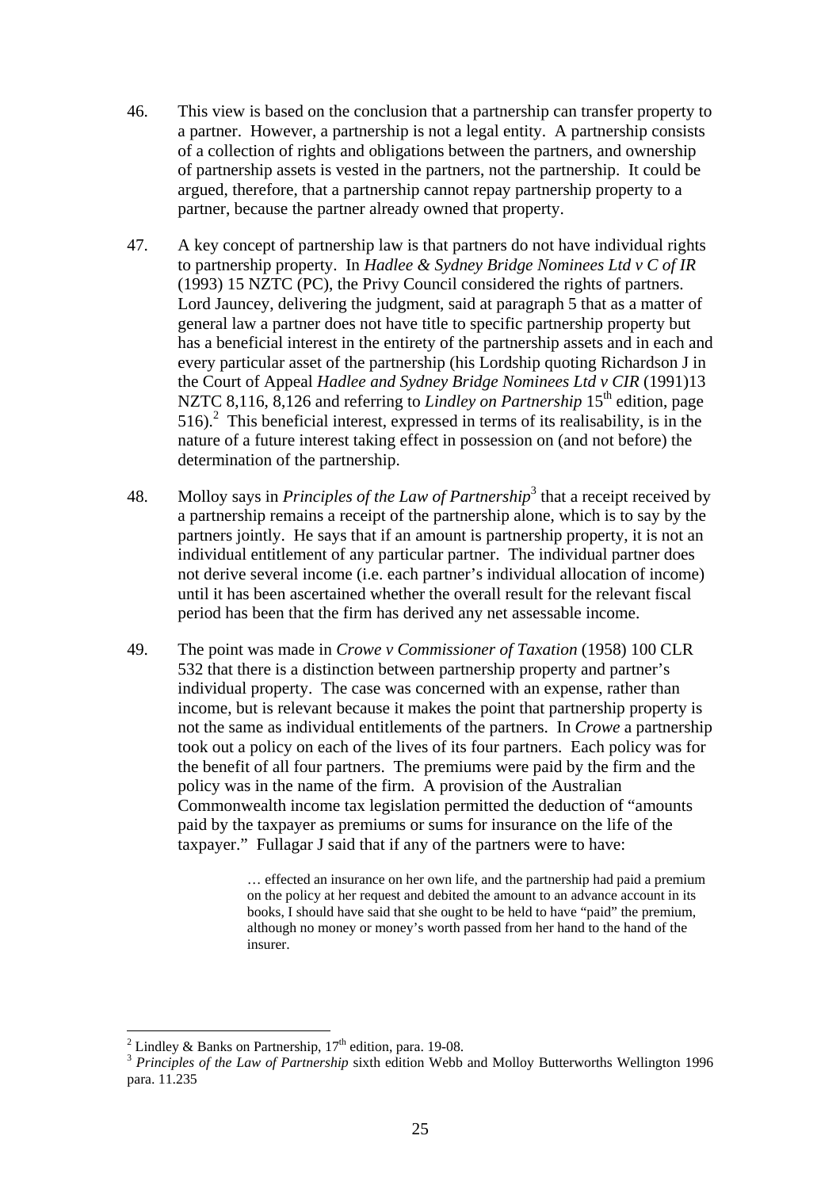46. This view is based on the conclusion that a partnership can transfer property to a partner. However, a partnership is not a legal entity. A partnership consists of a collection of rights and obligations between the partners, and ownership of partnership assets is vested in the partners, not the partnership. It could be argued, therefore, that a partnership cannot repay partnership property to a partner, because the partner already owned that property.

47. A key concept of partnership law is that partners do not have individual rights to partnership property. In *Hadlee & Sydney Bridge Nominees Ltd v C of IR* (1993) 15 NZTC (PC), the Privy Council considered the rights of partners. Lord Jauncey, delivering the judgment, said at paragraph 5 that as a matter of general law a partner does not have title to specific partnership property but has a beneficial interest in the entirety of the partnership assets and in each and every particular asset of the partnership (his Lordship quoting Richardson J in the Court of Appeal *Hadlee and Sydney Bridge Nominees Ltd v CIR* (1991)13 NZTC 8,116, 8,126 and referring to *Lindley on Partnership* 15th edition, page 516).[2] This beneficial interest, expressed in terms of its realisability, is in the nature of a future interest taking effect in possession on (and not before) the determination of the partnership.

48. Molloy says in *Principles of the Law of Partnership*[3] that a receipt received by a partnership remains a receipt of the partnership alone, which is to say by the partners jointly. He says that if an amount is partnership property, it is not an individual entitlement of any particular partner. The individual partner does not derive several income (i.e. each partner's individual allocation of income) until it has been ascertained whether the overall result for the relevant fiscal period has been that the firm has derived any net assessable income.

49. The point was made in *Crowe v Commissioner of Taxation* (1958) 100 CLR 532 that there is a distinction between partnership property and partner's individual property. The case was concerned with an expense, rather than income, but is relevant because it makes the point that partnership property is not the same as individual entitlements of the partners. In *Crowe* a partnership took out a policy on each of the lives of its four partners. Each policy was for the benefit of all four partners. The premiums were paid by the firm and the policy was in the name of the firm. A provision of the Australian Commonwealth income tax legislation permitted the deduction of "amounts paid by the taxpayer as premiums or sums for insurance on the life of the taxpayer." Fullagar J said that if any of the partners were to have:

> … effected an insurance on her own life, and the partnership had paid a premium on the policy at her request and debited the amount to an advance account in its books, I should have said that she ought to be held to have "paid" the premium, although no money or money's worth passed from her hand to the hand of the insurer.

---

[2] Lindley & Banks on Partnership, 17th edition, para. 19-08.

[3] *Principles of the Law of Partnership* sixth edition Webb and Molloy Butterworths Wellington 1996 para. 11.235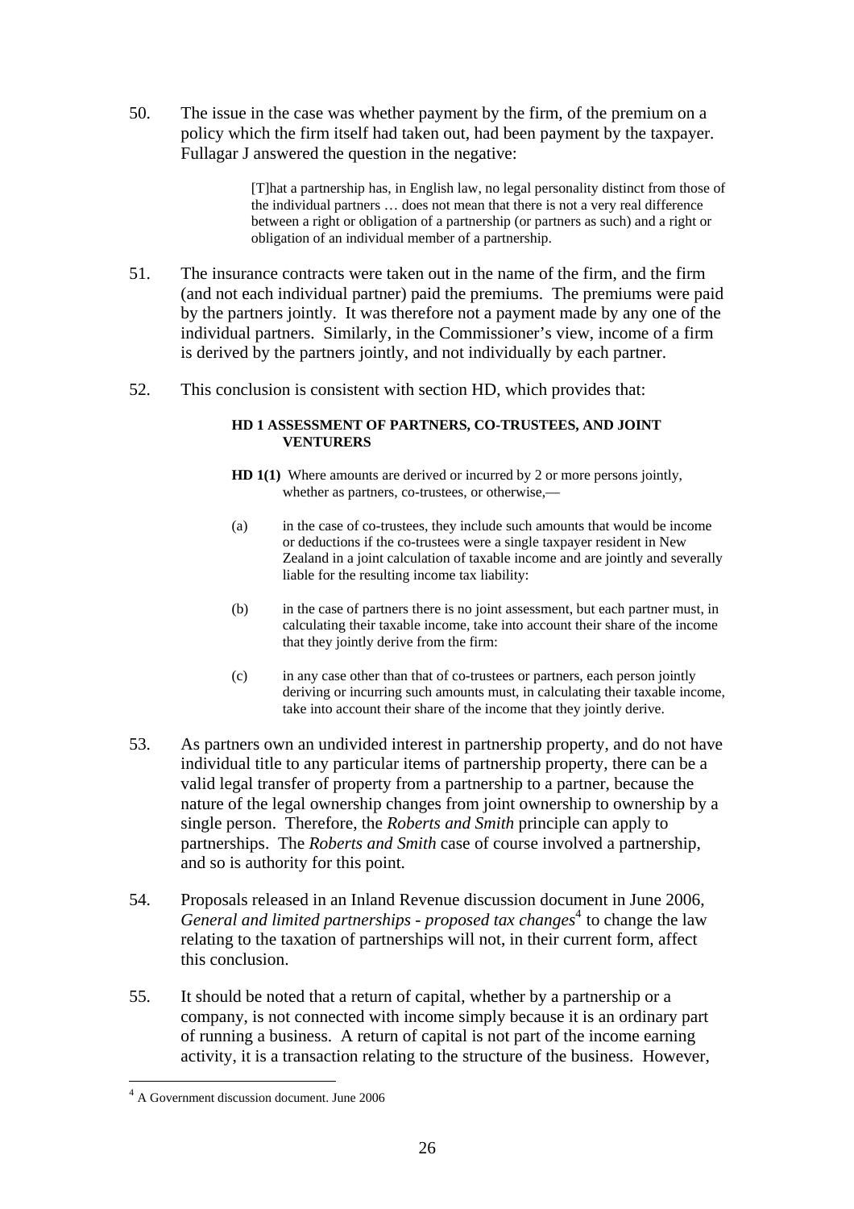50. The issue in the case was whether payment by the firm, of the premium on a policy which the firm itself had taken out, had been payment by the taxpayer. Fullagar J answered the question in the negative:

> [T]hat a partnership has, in English law, no legal personality distinct from those of the individual partners … does not mean that there is not a very real difference between a right or obligation of a partnership (or partners as such) and a right or obligation of an individual member of a partnership.

51. The insurance contracts were taken out in the name of the firm, and the firm (and not each individual partner) paid the premiums. The premiums were paid by the partners jointly. It was therefore not a payment made by any one of the individual partners. Similarly, in the Commissioner's view, income of a firm is derived by the partners jointly, and not individually by each partner.

52. This conclusion is consistent with section HD, which provides that:

> **HD 1 ASSESSMENT OF PARTNERS, CO-TRUSTEES, AND JOINT VENTURERS**
>
> **HD 1(1)** Where amounts are derived or incurred by 2 or more persons jointly, whether as partners, co-trustees, or otherwise,—
>
> (a) in the case of co-trustees, they include such amounts that would be income or deductions if the co-trustees were a single taxpayer resident in New Zealand in a joint calculation of taxable income and are jointly and severally liable for the resulting income tax liability:
>
> (b) in the case of partners there is no joint assessment, but each partner must, in calculating their taxable income, take into account their share of the income that they jointly derive from the firm:
>
> (c) in any case other than that of co-trustees or partners, each person jointly deriving or incurring such amounts must, in calculating their taxable income, take into account their share of the income that they jointly derive.

53. As partners own an undivided interest in partnership property, and do not have individual title to any particular items of partnership property, there can be a valid legal transfer of property from a partnership to a partner, because the nature of the legal ownership changes from joint ownership to ownership by a single person. Therefore, the *Roberts and Smith* principle can apply to partnerships. The *Roberts and Smith* case of course involved a partnership, and so is authority for this point.

54. Proposals released in an Inland Revenue discussion document in June 2006, *General and limited partnerships - proposed tax changes*[4] to change the law relating to the taxation of partnerships will not, in their current form, affect this conclusion.

55. It should be noted that a return of capital, whether by a partnership or a company, is not connected with income simply because it is an ordinary part of running a business. A return of capital is not part of the income earning activity, it is a transaction relating to the structure of the business. However,

[4] A Government discussion document. June 2006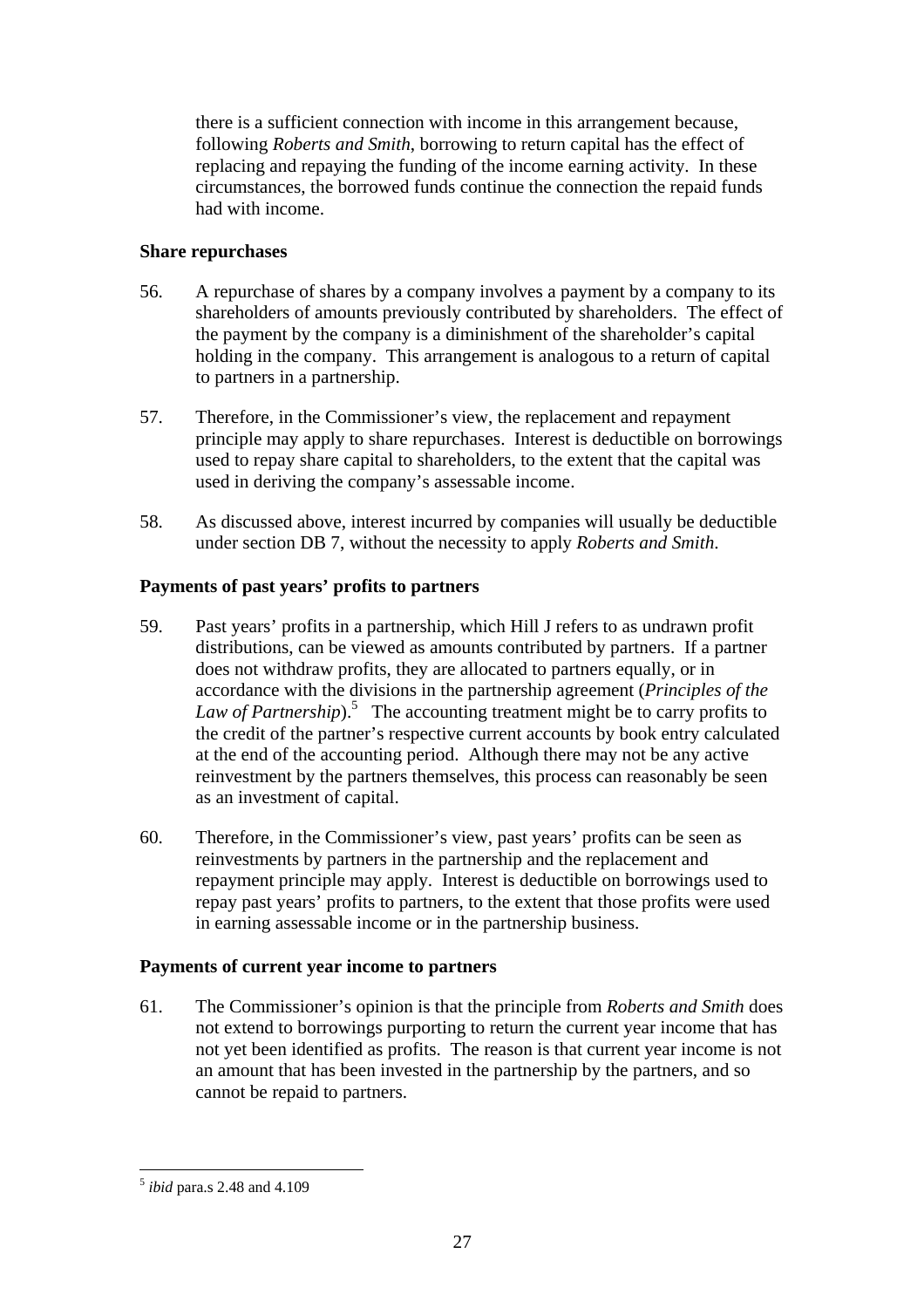there is a sufficient connection with income in this arrangement because, following *Roberts and Smith*, borrowing to return capital has the effect of replacing and repaying the funding of the income earning activity. In these circumstances, the borrowed funds continue the connection the repaid funds had with income.

**Share repurchases**

56. A repurchase of shares by a company involves a payment by a company to its shareholders of amounts previously contributed by shareholders. The effect of the payment by the company is a diminishment of the shareholder's capital holding in the company. This arrangement is analogous to a return of capital to partners in a partnership.

57. Therefore, in the Commissioner's view, the replacement and repayment principle may apply to share repurchases. Interest is deductible on borrowings used to repay share capital to shareholders, to the extent that the capital was used in deriving the company's assessable income.

58. As discussed above, interest incurred by companies will usually be deductible under section DB 7, without the necessity to apply *Roberts and Smith*.

**Payments of past years' profits to partners**

59. Past years' profits in a partnership, which Hill J refers to as undrawn profit distributions, can be viewed as amounts contributed by partners. If a partner does not withdraw profits, they are allocated to partners equally, or in accordance with the divisions in the partnership agreement (*Principles of the Law of Partnership*).[5] The accounting treatment might be to carry profits to the credit of the partner's respective current accounts by book entry calculated at the end of the accounting period. Although there may not be any active reinvestment by the partners themselves, this process can reasonably be seen as an investment of capital.

60. Therefore, in the Commissioner's view, past years' profits can be seen as reinvestments by partners in the partnership and the replacement and repayment principle may apply. Interest is deductible on borrowings used to repay past years' profits to partners, to the extent that those profits were used in earning assessable income or in the partnership business.

**Payments of current year income to partners**

61. The Commissioner's opinion is that the principle from *Roberts and Smith* does not extend to borrowings purporting to return the current year income that has not yet been identified as profits. The reason is that current year income is not an amount that has been invested in the partnership by the partners, and so cannot be repaid to partners.

---

[5] *ibid* para.s 2.48 and 4.109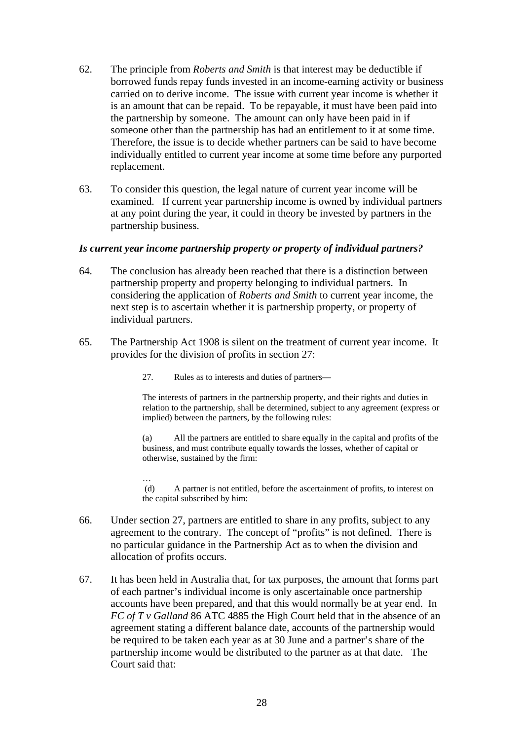62. The principle from *Roberts and Smith* is that interest may be deductible if borrowed funds repay funds invested in an income-earning activity or business carried on to derive income. The issue with current year income is whether it is an amount that can be repaid. To be repayable, it must have been paid into the partnership by someone. The amount can only have been paid in if someone other than the partnership has had an entitlement to it at some time. Therefore, the issue is to decide whether partners can be said to have become individually entitled to current year income at some time before any purported replacement.

63. To consider this question, the legal nature of current year income will be examined. If current year partnership income is owned by individual partners at any point during the year, it could in theory be invested by partners in the partnership business.

***Is current year income partnership property or property of individual partners?***

64. The conclusion has already been reached that there is a distinction between partnership property and property belonging to individual partners. In considering the application of *Roberts and Smith* to current year income, the next step is to ascertain whether it is partnership property, or property of individual partners.

65. The Partnership Act 1908 is silent on the treatment of current year income. It provides for the division of profits in section 27:

> 27. Rules as to interests and duties of partners—
>
> The interests of partners in the partnership property, and their rights and duties in relation to the partnership, shall be determined, subject to any agreement (express or implied) between the partners, by the following rules:
>
> (a) All the partners are entitled to share equally in the capital and profits of the business, and must contribute equally towards the losses, whether of capital or otherwise, sustained by the firm:
>
> …
>
> (d) A partner is not entitled, before the ascertainment of profits, to interest on the capital subscribed by him:

66. Under section 27, partners are entitled to share in any profits, subject to any agreement to the contrary. The concept of "profits" is not defined. There is no particular guidance in the Partnership Act as to when the division and allocation of profits occurs.

67. It has been held in Australia that, for tax purposes, the amount that forms part of each partner's individual income is only ascertainable once partnership accounts have been prepared, and that this would normally be at year end. In *FC of T v Galland* 86 ATC 4885 the High Court held that in the absence of an agreement stating a different balance date, accounts of the partnership would be required to be taken each year as at 30 June and a partner's share of the partnership income would be distributed to the partner as at that date. The Court said that: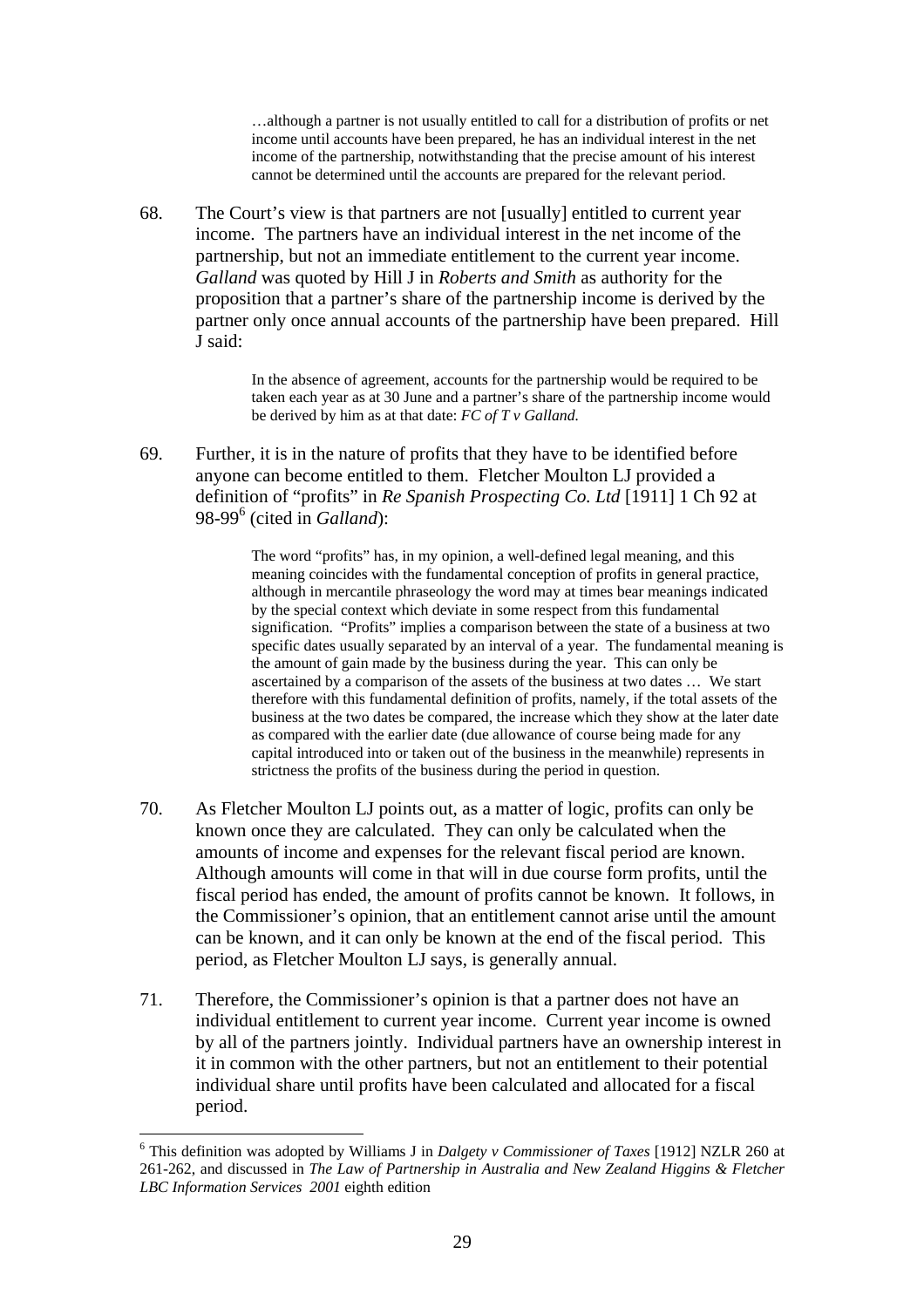> …although a partner is not usually entitled to call for a distribution of profits or net income until accounts have been prepared, he has an individual interest in the net income of the partnership, notwithstanding that the precise amount of his interest cannot be determined until the accounts are prepared for the relevant period.

68. The Court's view is that partners are not [usually] entitled to current year income. The partners have an individual interest in the net income of the partnership, but not an immediate entitlement to the current year income. *Galland* was quoted by Hill J in *Roberts and Smith* as authority for the proposition that a partner's share of the partnership income is derived by the partner only once annual accounts of the partnership have been prepared. Hill J said:

> In the absence of agreement, accounts for the partnership would be required to be taken each year as at 30 June and a partner's share of the partnership income would be derived by him as at that date: *FC of T v Galland.*

69. Further, it is in the nature of profits that they have to be identified before anyone can become entitled to them. Fletcher Moulton LJ provided a definition of "profits" in *Re Spanish Prospecting Co. Ltd* [1911] 1 Ch 92 at 98-99[6] (cited in *Galland*):

> The word "profits" has, in my opinion, a well-defined legal meaning, and this meaning coincides with the fundamental conception of profits in general practice, although in mercantile phraseology the word may at times bear meanings indicated by the special context which deviate in some respect from this fundamental signification. "Profits" implies a comparison between the state of a business at two specific dates usually separated by an interval of a year. The fundamental meaning is the amount of gain made by the business during the year. This can only be ascertained by a comparison of the assets of the business at two dates … We start therefore with this fundamental definition of profits, namely, if the total assets of the business at the two dates be compared, the increase which they show at the later date as compared with the earlier date (due allowance of course being made for any capital introduced into or taken out of the business in the meanwhile) represents in strictness the profits of the business during the period in question.

70. As Fletcher Moulton LJ points out, as a matter of logic, profits can only be known once they are calculated. They can only be calculated when the amounts of income and expenses for the relevant fiscal period are known. Although amounts will come in that will in due course form profits, until the fiscal period has ended, the amount of profits cannot be known. It follows, in the Commissioner's opinion, that an entitlement cannot arise until the amount can be known, and it can only be known at the end of the fiscal period. This period, as Fletcher Moulton LJ says, is generally annual.

71. Therefore, the Commissioner's opinion is that a partner does not have an individual entitlement to current year income. Current year income is owned by all of the partners jointly. Individual partners have an ownership interest in it in common with the other partners, but not an entitlement to their potential individual share until profits have been calculated and allocated for a fiscal period.

---

[6] This definition was adopted by Williams J in *Dalgety v Commissioner of Taxes* [1912] NZLR 260 at 261-262, and discussed in *The Law of Partnership in Australia and New Zealand Higgins & Fletcher LBC Information Services 2001* eighth edition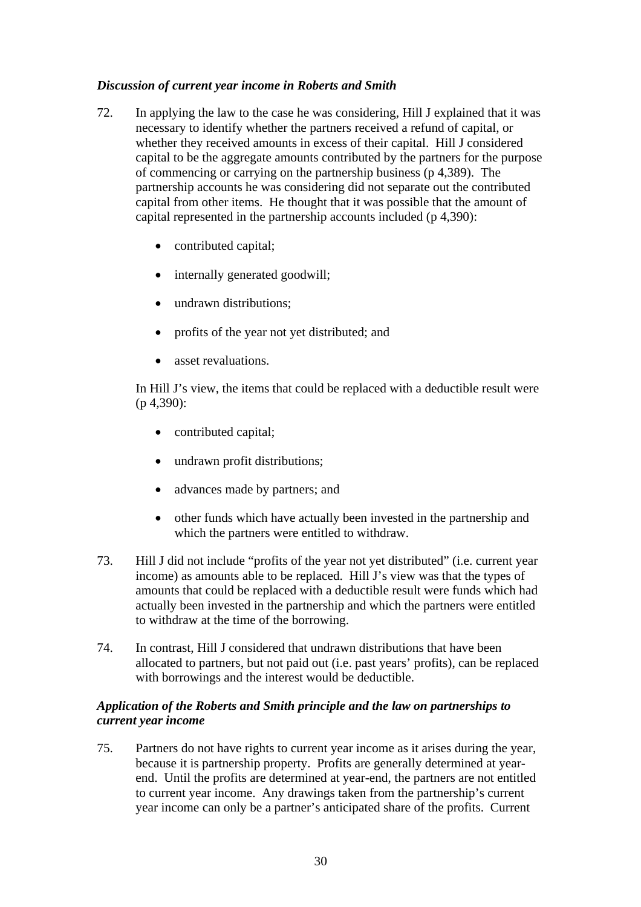### *Discussion of current year income in Roberts and Smith*

72. In applying the law to the case he was considering, Hill J explained that it was necessary to identify whether the partners received a refund of capital, or whether they received amounts in excess of their capital. Hill J considered capital to be the aggregate amounts contributed by the partners for the purpose of commencing or carrying on the partnership business (p 4,389). The partnership accounts he was considering did not separate out the contributed capital from other items. He thought that it was possible that the amount of capital represented in the partnership accounts included (p 4,390):

    - contributed capital;
    - internally generated goodwill;
    - undrawn distributions;
    - profits of the year not yet distributed; and
    - asset revaluations.

    In Hill J's view, the items that could be replaced with a deductible result were (p 4,390):

    - contributed capital;
    - undrawn profit distributions;
    - advances made by partners; and
    - other funds which have actually been invested in the partnership and which the partners were entitled to withdraw.

73. Hill J did not include "profits of the year not yet distributed" (i.e. current year income) as amounts able to be replaced. Hill J's view was that the types of amounts that could be replaced with a deductible result were funds which had actually been invested in the partnership and which the partners were entitled to withdraw at the time of the borrowing.

74. In contrast, Hill J considered that undrawn distributions that have been allocated to partners, but not paid out (i.e. past years' profits), can be replaced with borrowings and the interest would be deductible.

### *Application of the Roberts and Smith principle and the law on partnerships to current year income*

75. Partners do not have rights to current year income as it arises during the year, because it is partnership property. Profits are generally determined at year-end. Until the profits are determined at year-end, the partners are not entitled to current year income. Any drawings taken from the partnership's current year income can only be a partner's anticipated share of the profits. Current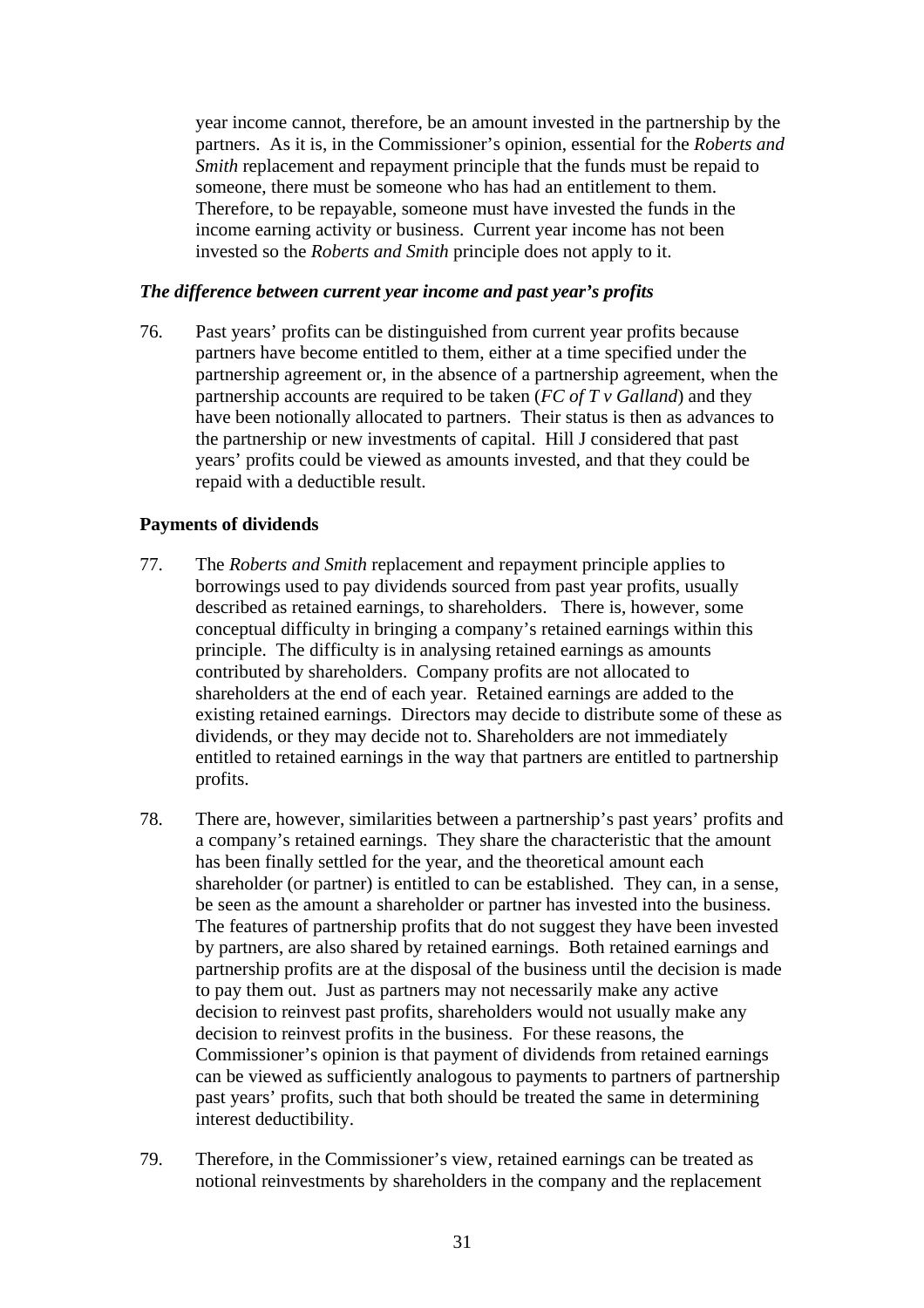year income cannot, therefore, be an amount invested in the partnership by the partners. As it is, in the Commissioner's opinion, essential for the *Roberts and Smith* replacement and repayment principle that the funds must be repaid to someone, there must be someone who has had an entitlement to them. Therefore, to be repayable, someone must have invested the funds in the income earning activity or business. Current year income has not been invested so the *Roberts and Smith* principle does not apply to it.

### *The difference between current year income and past year's profits*

76. Past years' profits can be distinguished from current year profits because partners have become entitled to them, either at a time specified under the partnership agreement or, in the absence of a partnership agreement, when the partnership accounts are required to be taken (*FC of T v Galland*) and they have been notionally allocated to partners. Their status is then as advances to the partnership or new investments of capital. Hill J considered that past years' profits could be viewed as amounts invested, and that they could be repaid with a deductible result.

### **Payments of dividends**

77. The *Roberts and Smith* replacement and repayment principle applies to borrowings used to pay dividends sourced from past year profits, usually described as retained earnings, to shareholders. There is, however, some conceptual difficulty in bringing a company's retained earnings within this principle. The difficulty is in analysing retained earnings as amounts contributed by shareholders. Company profits are not allocated to shareholders at the end of each year. Retained earnings are added to the existing retained earnings. Directors may decide to distribute some of these as dividends, or they may decide not to. Shareholders are not immediately entitled to retained earnings in the way that partners are entitled to partnership profits.

78. There are, however, similarities between a partnership's past years' profits and a company's retained earnings. They share the characteristic that the amount has been finally settled for the year, and the theoretical amount each shareholder (or partner) is entitled to can be established. They can, in a sense, be seen as the amount a shareholder or partner has invested into the business. The features of partnership profits that do not suggest they have been invested by partners, are also shared by retained earnings. Both retained earnings and partnership profits are at the disposal of the business until the decision is made to pay them out. Just as partners may not necessarily make any active decision to reinvest past profits, shareholders would not usually make any decision to reinvest profits in the business. For these reasons, the Commissioner's opinion is that payment of dividends from retained earnings can be viewed as sufficiently analogous to payments to partners of partnership past years' profits, such that both should be treated the same in determining interest deductibility.

79. Therefore, in the Commissioner's view, retained earnings can be treated as notional reinvestments by shareholders in the company and the replacement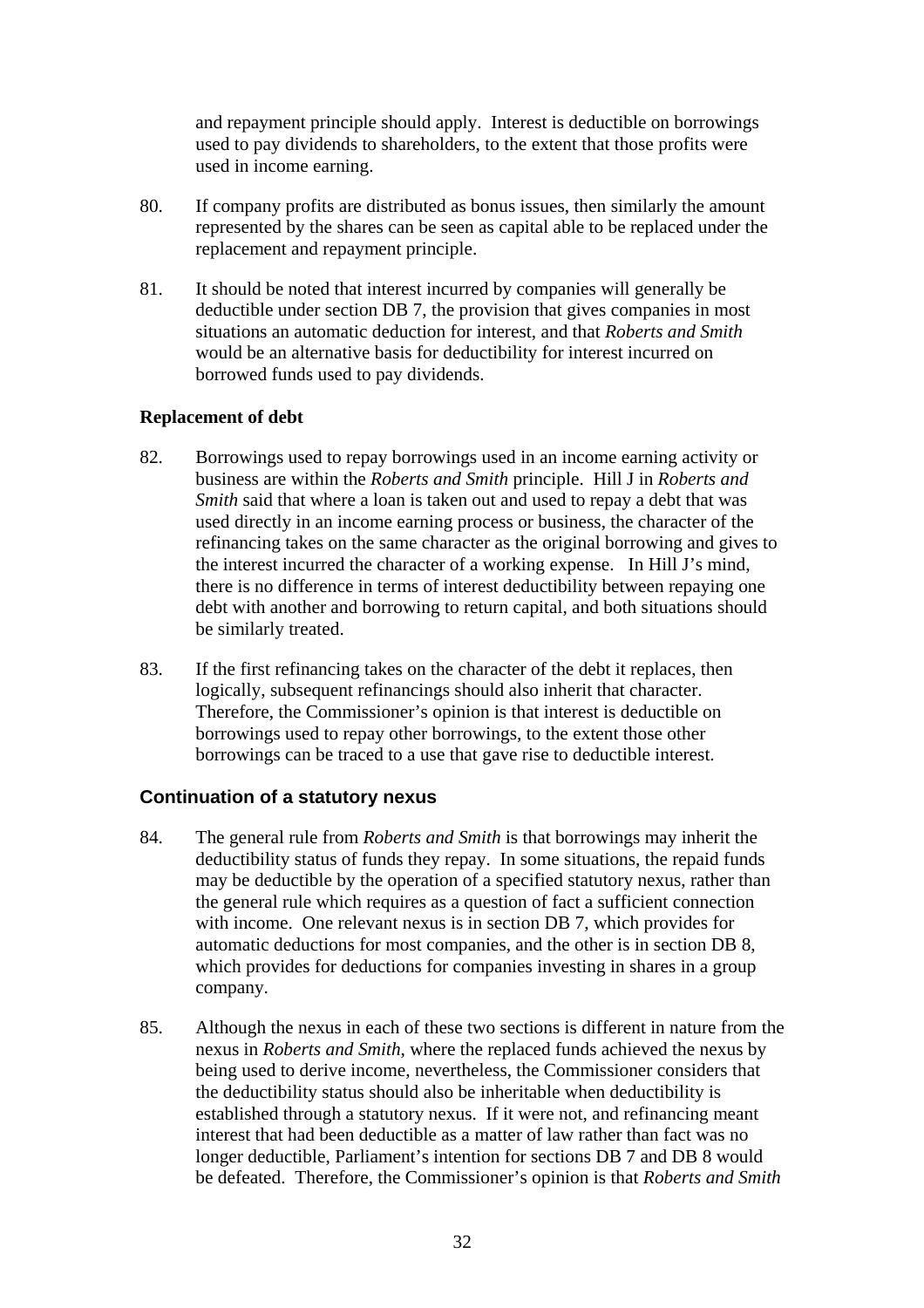and repayment principle should apply. Interest is deductible on borrowings used to pay dividends to shareholders, to the extent that those profits were used in income earning.

80. If company profits are distributed as bonus issues, then similarly the amount represented by the shares can be seen as capital able to be replaced under the replacement and repayment principle.

81. It should be noted that interest incurred by companies will generally be deductible under section DB 7, the provision that gives companies in most situations an automatic deduction for interest, and that *Roberts and Smith* would be an alternative basis for deductibility for interest incurred on borrowed funds used to pay dividends.

**Replacement of debt**

82. Borrowings used to repay borrowings used in an income earning activity or business are within the *Roberts and Smith* principle. Hill J in *Roberts and Smith* said that where a loan is taken out and used to repay a debt that was used directly in an income earning process or business, the character of the refinancing takes on the same character as the original borrowing and gives to the interest incurred the character of a working expense. In Hill J's mind, there is no difference in terms of interest deductibility between repaying one debt with another and borrowing to return capital, and both situations should be similarly treated.

83. If the first refinancing takes on the character of the debt it replaces, then logically, subsequent refinancings should also inherit that character. Therefore, the Commissioner's opinion is that interest is deductible on borrowings used to repay other borrowings, to the extent those other borrowings can be traced to a use that gave rise to deductible interest.

### Continuation of a statutory nexus

84. The general rule from *Roberts and Smith* is that borrowings may inherit the deductibility status of funds they repay. In some situations, the repaid funds may be deductible by the operation of a specified statutory nexus, rather than the general rule which requires as a question of fact a sufficient connection with income. One relevant nexus is in section DB 7, which provides for automatic deductions for most companies, and the other is in section DB 8, which provides for deductions for companies investing in shares in a group company.

85. Although the nexus in each of these two sections is different in nature from the nexus in *Roberts and Smith*, where the replaced funds achieved the nexus by being used to derive income, nevertheless, the Commissioner considers that the deductibility status should also be inheritable when deductibility is established through a statutory nexus. If it were not, and refinancing meant interest that had been deductible as a matter of law rather than fact was no longer deductible, Parliament's intention for sections DB 7 and DB 8 would be defeated. Therefore, the Commissioner's opinion is that *Roberts and Smith*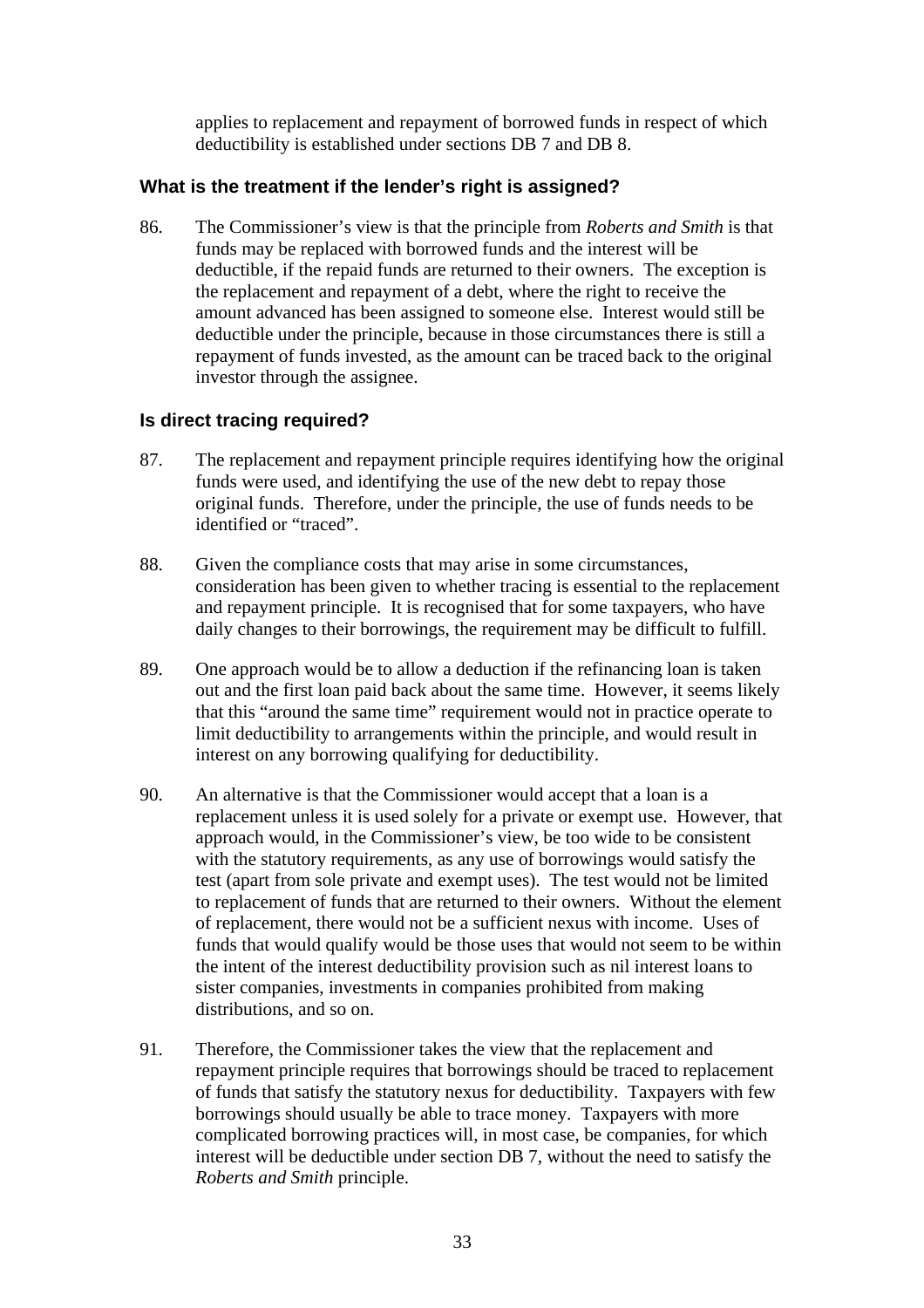applies to replacement and repayment of borrowed funds in respect of which deductibility is established under sections DB 7 and DB 8.

### What is the treatment if the lender's right is assigned?

86. The Commissioner's view is that the principle from *Roberts and Smith* is that funds may be replaced with borrowed funds and the interest will be deductible, if the repaid funds are returned to their owners. The exception is the replacement and repayment of a debt, where the right to receive the amount advanced has been assigned to someone else. Interest would still be deductible under the principle, because in those circumstances there is still a repayment of funds invested, as the amount can be traced back to the original investor through the assignee.

### Is direct tracing required?

87. The replacement and repayment principle requires identifying how the original funds were used, and identifying the use of the new debt to repay those original funds. Therefore, under the principle, the use of funds needs to be identified or "traced".

88. Given the compliance costs that may arise in some circumstances, consideration has been given to whether tracing is essential to the replacement and repayment principle. It is recognised that for some taxpayers, who have daily changes to their borrowings, the requirement may be difficult to fulfill.

89. One approach would be to allow a deduction if the refinancing loan is taken out and the first loan paid back about the same time. However, it seems likely that this "around the same time" requirement would not in practice operate to limit deductibility to arrangements within the principle, and would result in interest on any borrowing qualifying for deductibility.

90. An alternative is that the Commissioner would accept that a loan is a replacement unless it is used solely for a private or exempt use. However, that approach would, in the Commissioner's view, be too wide to be consistent with the statutory requirements, as any use of borrowings would satisfy the test (apart from sole private and exempt uses). The test would not be limited to replacement of funds that are returned to their owners. Without the element of replacement, there would not be a sufficient nexus with income. Uses of funds that would qualify would be those uses that would not seem to be within the intent of the interest deductibility provision such as nil interest loans to sister companies, investments in companies prohibited from making distributions, and so on.

91. Therefore, the Commissioner takes the view that the replacement and repayment principle requires that borrowings should be traced to replacement of funds that satisfy the statutory nexus for deductibility. Taxpayers with few borrowings should usually be able to trace money. Taxpayers with more complicated borrowing practices will, in most case, be companies, for which interest will be deductible under section DB 7, without the need to satisfy the *Roberts and Smith* principle.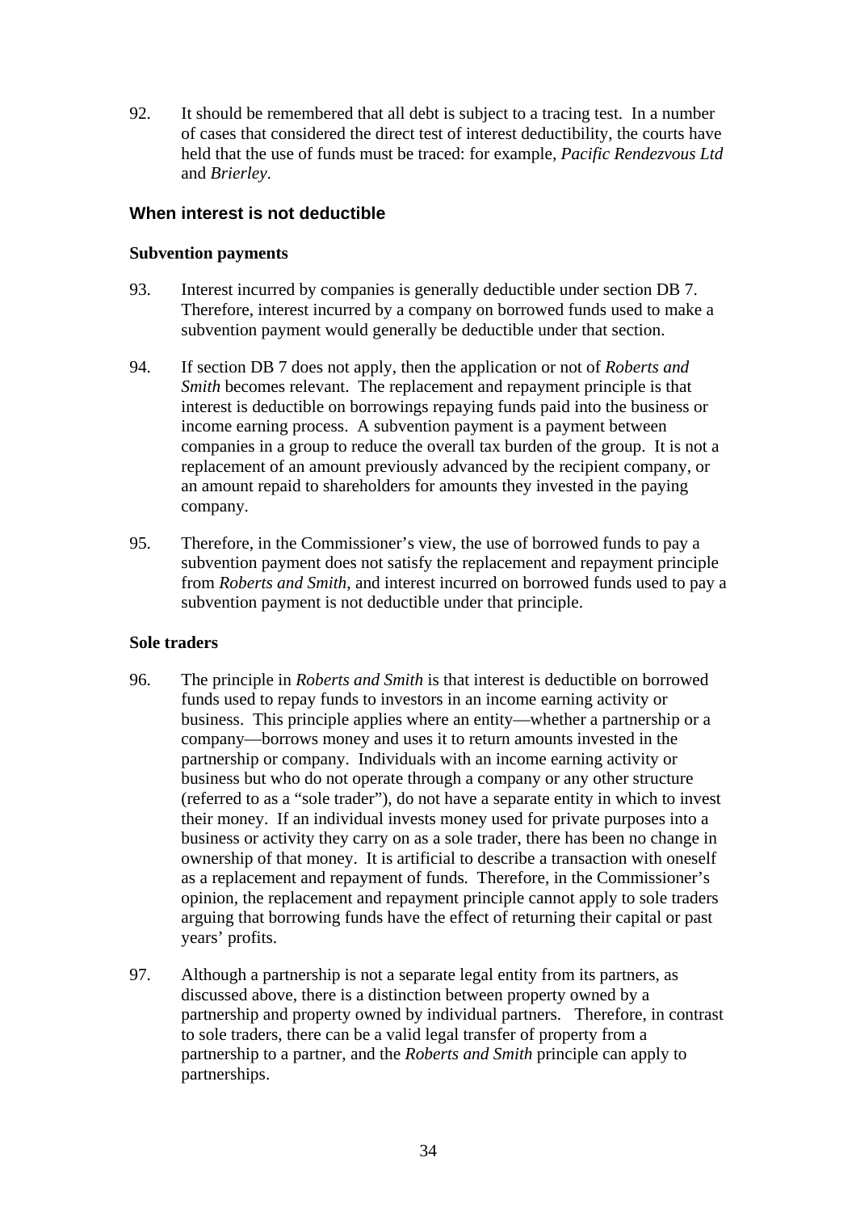92. It should be remembered that all debt is subject to a tracing test. In a number of cases that considered the direct test of interest deductibility, the courts have held that the use of funds must be traced: for example, *Pacific Rendezvous Ltd* and *Brierley*.

## When interest is not deductible

### Subvention payments

93. Interest incurred by companies is generally deductible under section DB 7. Therefore, interest incurred by a company on borrowed funds used to make a subvention payment would generally be deductible under that section.

94. If section DB 7 does not apply, then the application or not of *Roberts and Smith* becomes relevant. The replacement and repayment principle is that interest is deductible on borrowings repaying funds paid into the business or income earning process. A subvention payment is a payment between companies in a group to reduce the overall tax burden of the group. It is not a replacement of an amount previously advanced by the recipient company, or an amount repaid to shareholders for amounts they invested in the paying company.

95. Therefore, in the Commissioner's view, the use of borrowed funds to pay a subvention payment does not satisfy the replacement and repayment principle from *Roberts and Smith*, and interest incurred on borrowed funds used to pay a subvention payment is not deductible under that principle.

### Sole traders

96. The principle in *Roberts and Smith* is that interest is deductible on borrowed funds used to repay funds to investors in an income earning activity or business. This principle applies where an entity—whether a partnership or a company—borrows money and uses it to return amounts invested in the partnership or company. Individuals with an income earning activity or business but who do not operate through a company or any other structure (referred to as a "sole trader"), do not have a separate entity in which to invest their money. If an individual invests money used for private purposes into a business or activity they carry on as a sole trader, there has been no change in ownership of that money. It is artificial to describe a transaction with oneself as a replacement and repayment of funds. Therefore, in the Commissioner's opinion, the replacement and repayment principle cannot apply to sole traders arguing that borrowing funds have the effect of returning their capital or past years' profits.

97. Although a partnership is not a separate legal entity from its partners, as discussed above, there is a distinction between property owned by a partnership and property owned by individual partners. Therefore, in contrast to sole traders, there can be a valid legal transfer of property from a partnership to a partner, and the *Roberts and Smith* principle can apply to partnerships.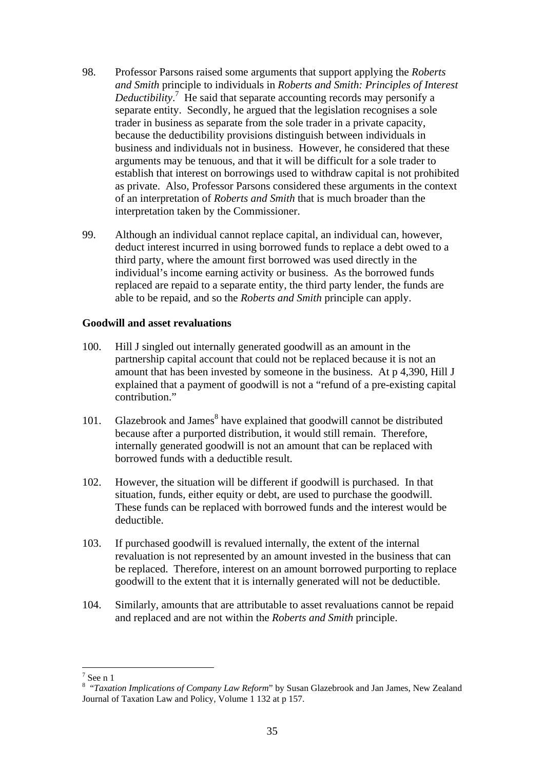98. Professor Parsons raised some arguments that support applying the *Roberts and Smith* principle to individuals in *Roberts and Smith: Principles of Interest Deductibility*.[7] He said that separate accounting records may personify a separate entity. Secondly, he argued that the legislation recognises a sole trader in business as separate from the sole trader in a private capacity, because the deductibility provisions distinguish between individuals in business and individuals not in business. However, he considered that these arguments may be tenuous, and that it will be difficult for a sole trader to establish that interest on borrowings used to withdraw capital is not prohibited as private. Also, Professor Parsons considered these arguments in the context of an interpretation of *Roberts and Smith* that is much broader than the interpretation taken by the Commissioner.

99. Although an individual cannot replace capital, an individual can, however, deduct interest incurred in using borrowed funds to replace a debt owed to a third party, where the amount first borrowed was used directly in the individual's income earning activity or business. As the borrowed funds replaced are repaid to a separate entity, the third party lender, the funds are able to be repaid, and so the *Roberts and Smith* principle can apply.

**Goodwill and asset revaluations**

100. Hill J singled out internally generated goodwill as an amount in the partnership capital account that could not be replaced because it is not an amount that has been invested by someone in the business. At p 4,390, Hill J explained that a payment of goodwill is not a "refund of a pre-existing capital contribution."

101. Glazebrook and James[8] have explained that goodwill cannot be distributed because after a purported distribution, it would still remain. Therefore, internally generated goodwill is not an amount that can be replaced with borrowed funds with a deductible result.

102. However, the situation will be different if goodwill is purchased. In that situation, funds, either equity or debt, are used to purchase the goodwill. These funds can be replaced with borrowed funds and the interest would be deductible.

103. If purchased goodwill is revalued internally, the extent of the internal revaluation is not represented by an amount invested in the business that can be replaced. Therefore, interest on an amount borrowed purporting to replace goodwill to the extent that it is internally generated will not be deductible.

104. Similarly, amounts that are attributable to asset revaluations cannot be repaid and replaced and are not within the *Roberts and Smith* principle.

---

[7] See n 1

[8] "*Taxation Implications of Company Law Reform*" by Susan Glazebrook and Jan James, New Zealand Journal of Taxation Law and Policy, Volume 1 132 at p 157.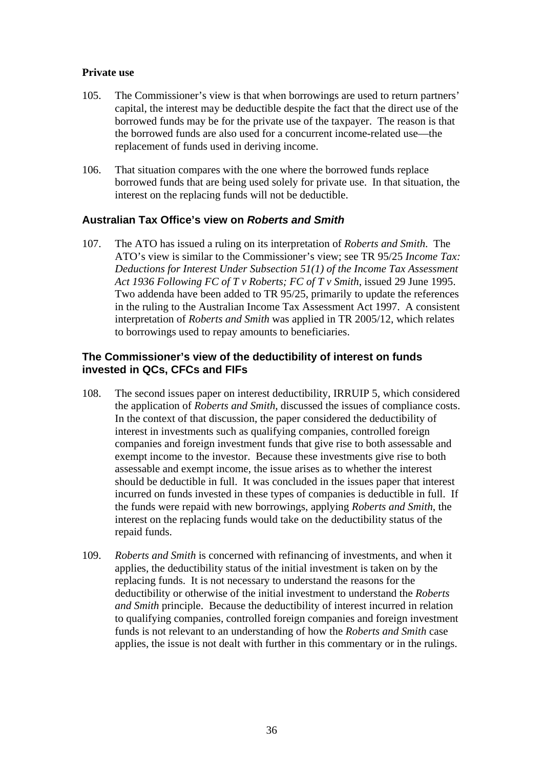### Private use

105. The Commissioner's view is that when borrowings are used to return partners' capital, the interest may be deductible despite the fact that the direct use of the borrowed funds may be for the private use of the taxpayer. The reason is that the borrowed funds are also used for a concurrent income-related use—the replacement of funds used in deriving income.

106. That situation compares with the one where the borrowed funds replace borrowed funds that are being used solely for private use. In that situation, the interest on the replacing funds will not be deductible.

## Australian Tax Office's view on *Roberts and Smith*

107. The ATO has issued a ruling on its interpretation of *Roberts and Smith*. The ATO's view is similar to the Commissioner's view; see TR 95/25 *Income Tax: Deductions for Interest Under Subsection 51(1) of the Income Tax Assessment Act 1936 Following FC of T v Roberts; FC of T v Smith*, issued 29 June 1995. Two addenda have been added to TR 95/25, primarily to update the references in the ruling to the Australian Income Tax Assessment Act 1997. A consistent interpretation of *Roberts and Smith* was applied in TR 2005/12, which relates to borrowings used to repay amounts to beneficiaries.

## The Commissioner's view of the deductibility of interest on funds invested in QCs, CFCs and FIFs

108. The second issues paper on interest deductibility, IRRUIP 5, which considered the application of *Roberts and Smith,* discussed the issues of compliance costs. In the context of that discussion, the paper considered the deductibility of interest in investments such as qualifying companies, controlled foreign companies and foreign investment funds that give rise to both assessable and exempt income to the investor. Because these investments give rise to both assessable and exempt income, the issue arises as to whether the interest should be deductible in full. It was concluded in the issues paper that interest incurred on funds invested in these types of companies is deductible in full. If the funds were repaid with new borrowings, applying *Roberts and Smith*, the interest on the replacing funds would take on the deductibility status of the repaid funds.

109. *Roberts and Smith* is concerned with refinancing of investments, and when it applies, the deductibility status of the initial investment is taken on by the replacing funds. It is not necessary to understand the reasons for the deductibility or otherwise of the initial investment to understand the *Roberts and Smith* principle. Because the deductibility of interest incurred in relation to qualifying companies, controlled foreign companies and foreign investment funds is not relevant to an understanding of how the *Roberts and Smith* case applies, the issue is not dealt with further in this commentary or in the rulings.